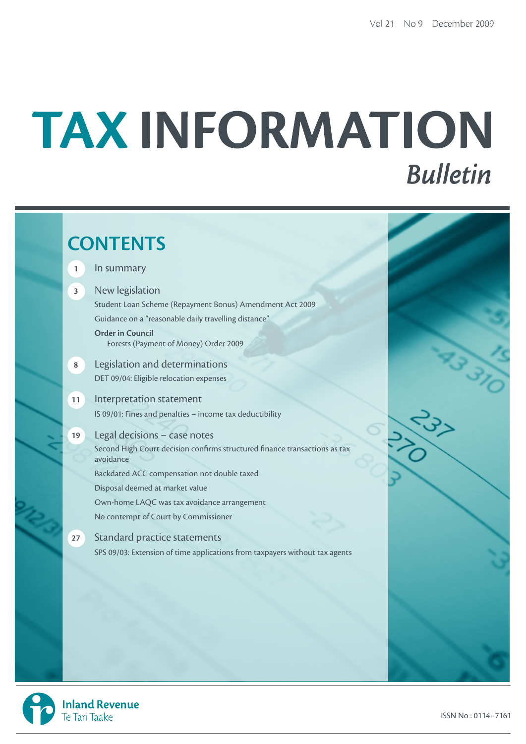Vol 21 No 9 December 2009

# TAX INFORMATION *Bulletin*

## CONTENTS

**1** In summary

**3** New legislation

Student Loan Scheme (Repayment Bonus) Amendment Act 2009

Guidance on a "reasonable daily travelling distance"

**Order in Council**

Forests (Payment of Money) Order 2009

**8** Legislation and determinations

DET 09/04: Eligible relocation expenses

**11** Interpretation statement

IS 09/01: Fines and penalties – income tax deductibility

**19** Legal decisions – case notes

Second High Court decision confirms structured finance transactions as tax avoidance

Backdated ACC compensation not double taxed

Disposal deemed at market value

Own-home LAQC was tax avoidance arrangement

No contempt of Court by Commissioner

**27** Standard practice statements

SPS 09/03: Extension of time applications from taxpayers without tax agents

Inland Revenue
Te Tari Taake

ISSN No : 0114–7161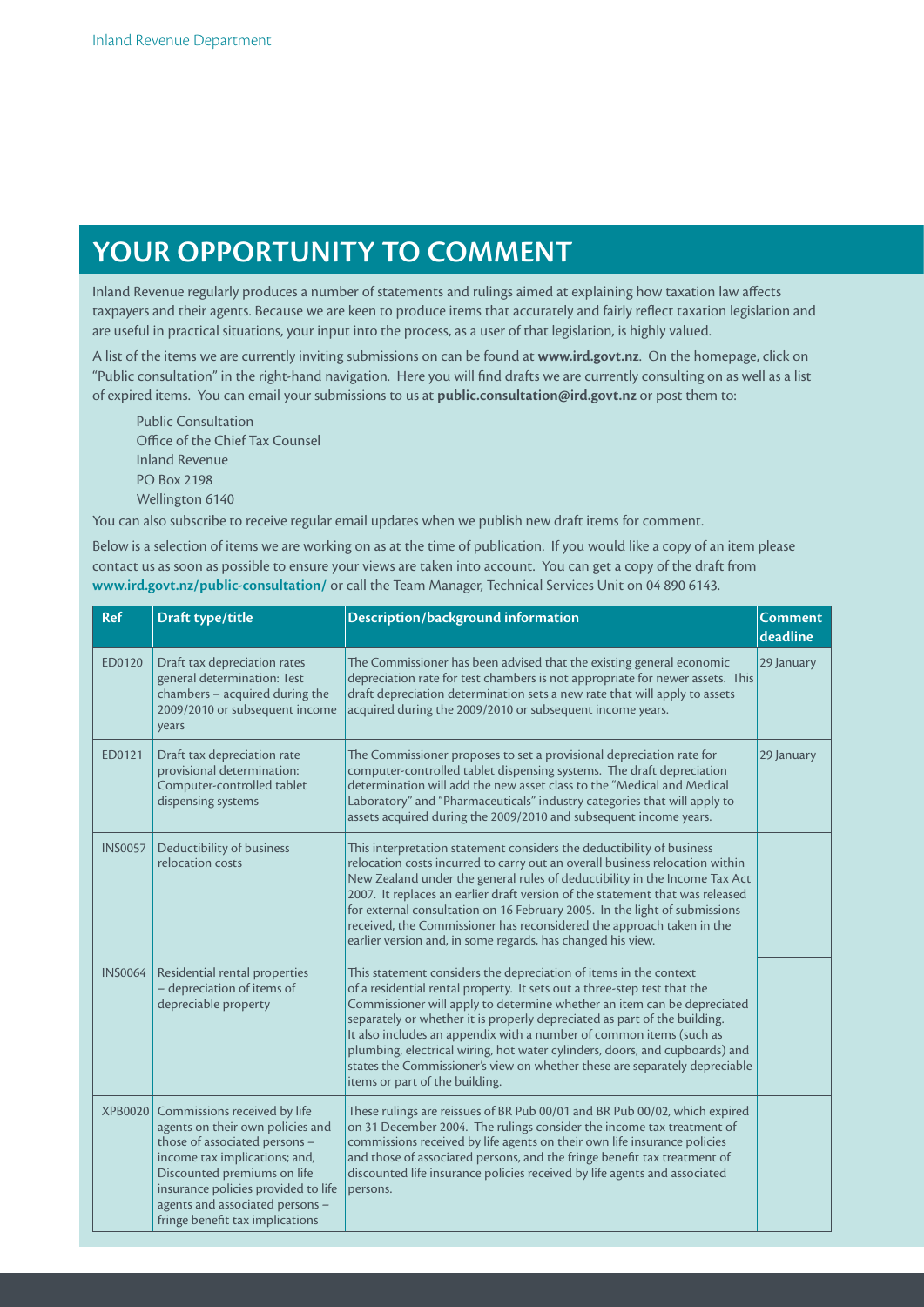## YOUR OPPORTUNITY TO COMMENT

Inland Revenue regularly produces a number of statements and rulings aimed at explaining how taxation law affects taxpayers and their agents. Because we are keen to produce items that accurately and fairly reflect taxation legislation and are useful in practical situations, your input into the process, as a user of that legislation, is highly valued.

A list of the items we are currently inviting submissions on can be found at **www.ird.govt.nz**. On the homepage, click on "Public consultation" in the right-hand navigation. Here you will find drafts we are currently consulting on as well as a list of expired items. You can email your submissions to us at **public.consultation@ird.govt.nz** or post them to:

Public Consultation
Office of the Chief Tax Counsel
Inland Revenue
PO Box 2198
Wellington 6140

You can also subscribe to receive regular email updates when we publish new draft items for comment.

Below is a selection of items we are working on as at the time of publication. If you would like a copy of an item please contact us as soon as possible to ensure your views are taken into account. You can get a copy of the draft from **www.ird.govt.nz/public-consultation/** or call the Team Manager, Technical Services Unit on 04 890 6143.

| Ref | Draft type/title | Description/background information | Comment deadline |
|---|---|---|---|
| ED0120 | Draft tax depreciation rates general determination: Test chambers – acquired during the 2009/2010 or subsequent income years | The Commissioner has been advised that the existing general economic depreciation rate for test chambers is not appropriate for newer assets. This draft depreciation determination sets a new rate that will apply to assets acquired during the 2009/2010 or subsequent income years. | 29 January |
| ED0121 | Draft tax depreciation rate provisional determination: Computer-controlled tablet dispensing systems | The Commissioner proposes to set a provisional depreciation rate for computer-controlled tablet dispensing systems. The draft depreciation determination will add the new asset class to the "Medical and Medical Laboratory" and "Pharmaceuticals" industry categories that will apply to assets acquired during the 2009/2010 and subsequent income years. | 29 January |
| INS0057 | Deductibility of business relocation costs | This interpretation statement considers the deductibility of business relocation costs incurred to carry out an overall business relocation within New Zealand under the general rules of deductibility in the Income Tax Act 2007. It replaces an earlier draft version of the statement that was released for external consultation on 16 February 2005. In the light of submissions received, the Commissioner has reconsidered the approach taken in the earlier version and, in some regards, has changed his view. | |
| INS0064 | Residential rental properties – depreciation of items of depreciable property | This statement considers the depreciation of items in the context of a residential rental property. It sets out a three-step test that the Commissioner will apply to determine whether an item can be depreciated separately or whether it is properly depreciated as part of the building. It also includes an appendix with a number of common items (such as plumbing, electrical wiring, hot water cylinders, doors, and cupboards) and states the Commissioner's view on whether these are separately depreciable items or part of the building. | |
| XPB0020 | Commissions received by life agents on their own policies and those of associated persons – income tax implications; and, Discounted premiums on life insurance policies provided to life agents and associated persons – fringe benefit tax implications | These rulings are reissues of BR Pub 00/01 and BR Pub 00/02, which expired on 31 December 2004. The rulings consider the income tax treatment of commissions received by life agents on their own life insurance policies and those of associated persons, and the fringe benefit tax treatment of discounted life insurance policies received by life agents and associated persons. | |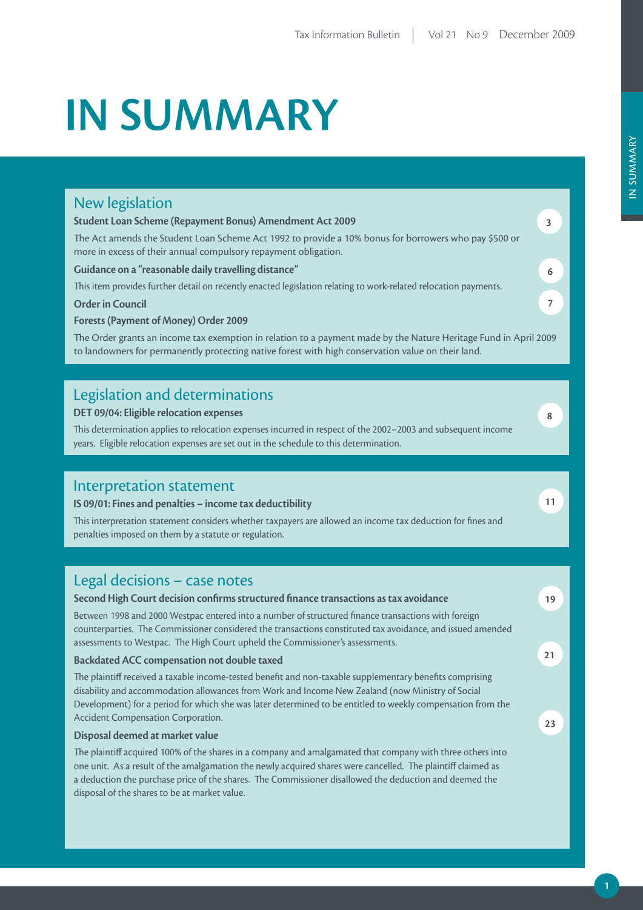# IN SUMMARY

## New legislation

**Student Loan Scheme (Repayment Bonus) Amendment Act 2009** — 3

The Act amends the Student Loan Scheme Act 1992 to provide a 10% bonus for borrowers who pay $500 or more in excess of their annual compulsory repayment obligation.

**Guidance on a "reasonable daily travelling distance"** — 6

This item provides further detail on recently enacted legislation relating to work-related relocation payments.

**Order in Council** — 7

**Forests (Payment of Money) Order 2009**

The Order grants an income tax exemption in relation to a payment made by the Nature Heritage Fund in April 2009 to landowners for permanently protecting native forest with high conservation value on their land.

## Legislation and determinations

**DET 09/04: Eligible relocation expenses** — 8

This determination applies to relocation expenses incurred in respect of the 2002–2003 and subsequent income years. Eligible relocation expenses are set out in the schedule to this determination.

## Interpretation statement

**IS 09/01: Fines and penalties – income tax deductibility** — 11

This interpretation statement considers whether taxpayers are allowed an income tax deduction for fines and penalties imposed on them by a statute or regulation.

## Legal decisions – case notes

**Second High Court decision confirms structured finance transactions as tax avoidance** — 19

Between 1998 and 2000 Westpac entered into a number of structured finance transactions with foreign counterparties. The Commissioner considered the transactions constituted tax avoidance, and issued amended assessments to Westpac. The High Court upheld the Commissioner's assessments.

**Backdated ACC compensation not double taxed** — 21

The plaintiff received a taxable income-tested benefit and non-taxable supplementary benefits comprising disability and accommodation allowances from Work and Income New Zealand (now Ministry of Social Development) for a period for which she was later determined to be entitled to weekly compensation from the Accident Compensation Corporation.

**Disposal deemed at market value** — 23

The plaintiff acquired 100% of the shares in a company and amalgamated that company with three others into one unit. As a result of the amalgamation the newly acquired shares were cancelled. The plaintiff claimed as a deduction the purchase price of the shares. The Commissioner disallowed the deduction and deemed the disposal of the shares to be at market value.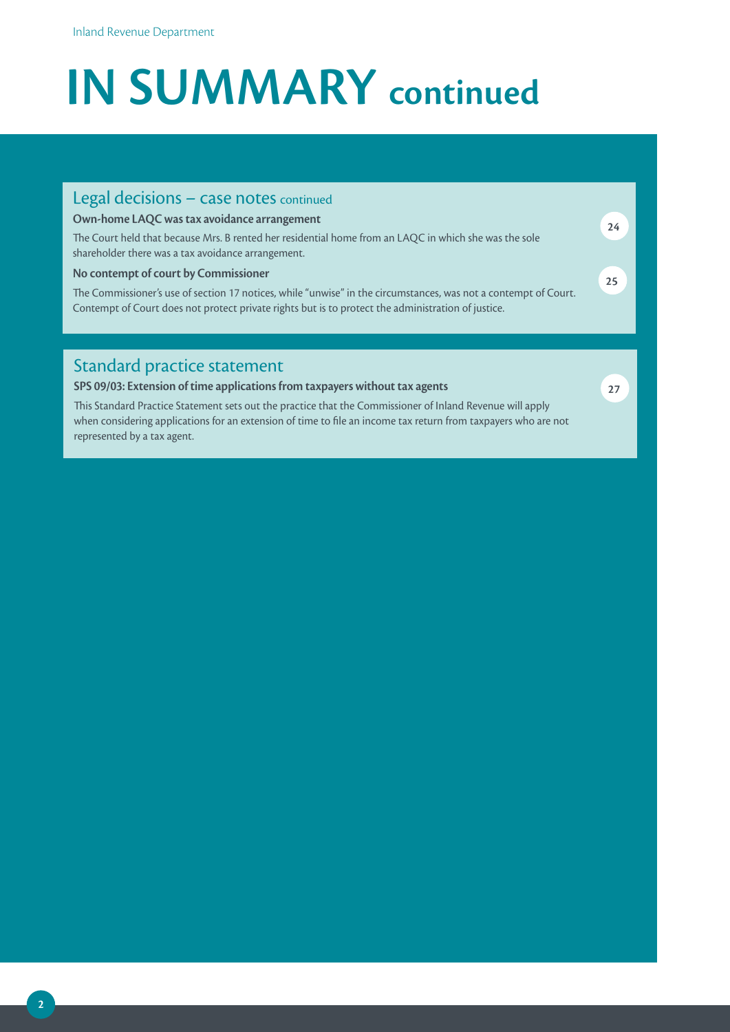# IN SUMMARY continued

## Legal decisions – case notes continued

**Own-home LAQC was tax avoidance arrangement** 24

The Court held that because Mrs. B rented her residential home from an LAQC in which she was the sole shareholder there was a tax avoidance arrangement.

**No contempt of court by Commissioner** 25

The Commissioner's use of section 17 notices, while "unwise" in the circumstances, was not a contempt of Court. Contempt of Court does not protect private rights but is to protect the administration of justice.

## Standard practice statement

**SPS 09/03: Extension of time applications from taxpayers without tax agents** 27

This Standard Practice Statement sets out the practice that the Commissioner of Inland Revenue will apply when considering applications for an extension of time to file an income tax return from taxpayers who are not represented by a tax agent.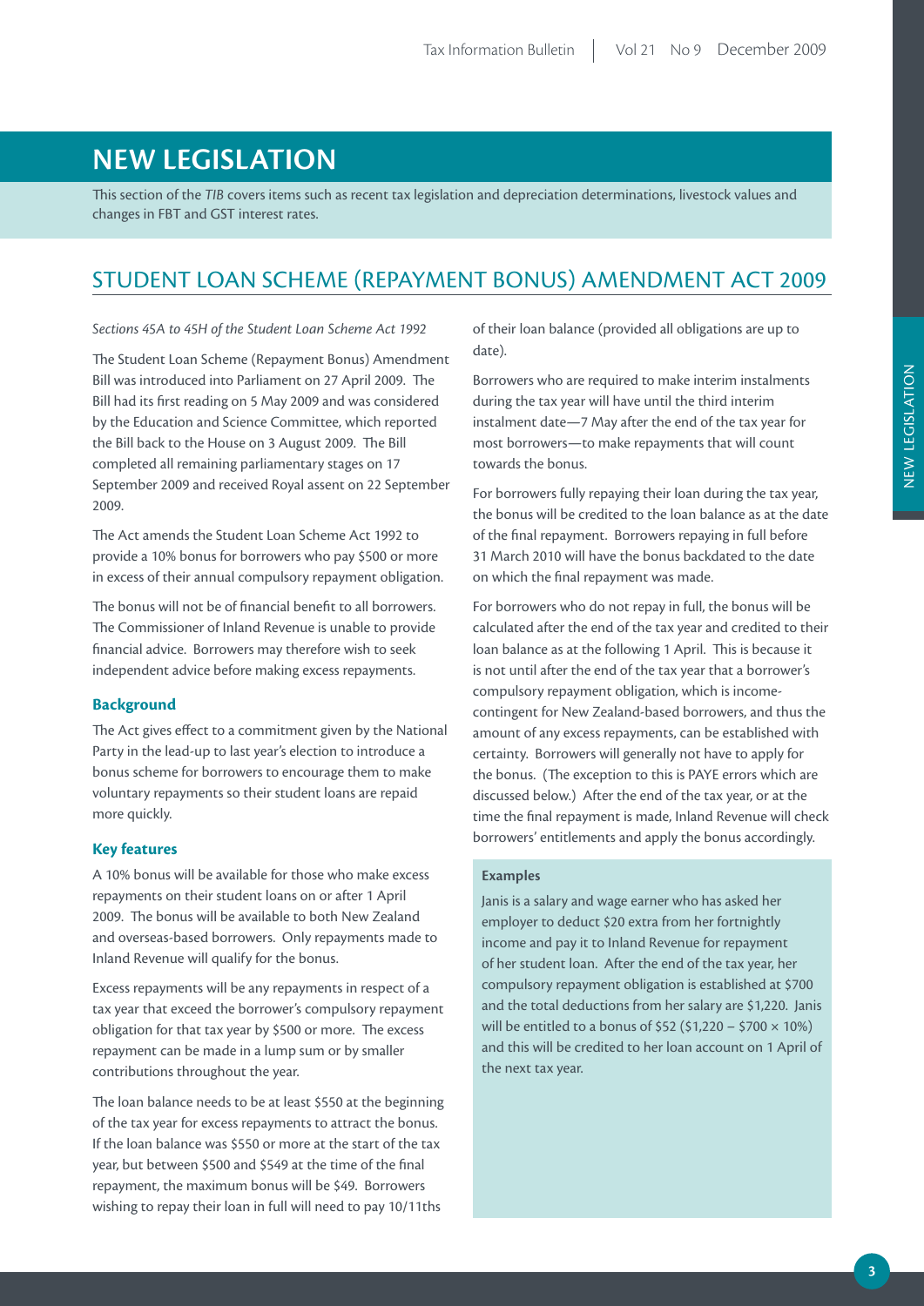# NEW LEGISLATION

This section of the *TIB* covers items such as recent tax legislation and depreciation determinations, livestock values and changes in FBT and GST interest rates.

## STUDENT LOAN SCHEME (REPAYMENT BONUS) AMENDMENT ACT 2009

*Sections 45A to 45H of the Student Loan Scheme Act 1992*

The Student Loan Scheme (Repayment Bonus) Amendment Bill was introduced into Parliament on 27 April 2009. The Bill had its first reading on 5 May 2009 and was considered by the Education and Science Committee, which reported the Bill back to the House on 3 August 2009. The Bill completed all remaining parliamentary stages on 17 September 2009 and received Royal assent on 22 September 2009.

The Act amends the Student Loan Scheme Act 1992 to provide a 10% bonus for borrowers who pay $500 or more in excess of their annual compulsory repayment obligation.

The bonus will not be of financial benefit to all borrowers. The Commissioner of Inland Revenue is unable to provide financial advice. Borrowers may therefore wish to seek independent advice before making excess repayments.

### Background

The Act gives effect to a commitment given by the National Party in the lead-up to last year's election to introduce a bonus scheme for borrowers to encourage them to make voluntary repayments so their student loans are repaid more quickly.

### Key features

A 10% bonus will be available for those who make excess repayments on their student loans on or after 1 April 2009. The bonus will be available to both New Zealand and overseas-based borrowers. Only repayments made to Inland Revenue will qualify for the bonus.

Excess repayments will be any repayments in respect of a tax year that exceed the borrower's compulsory repayment obligation for that tax year by $500 or more. The excess repayment can be made in a lump sum or by smaller contributions throughout the year.

The loan balance needs to be at least $550 at the beginning of the tax year for excess repayments to attract the bonus. If the loan balance was $550 or more at the start of the tax year, but between $500 and $549 at the time of the final repayment, the maximum bonus will be $49. Borrowers wishing to repay their loan in full will need to pay 10/11ths of their loan balance (provided all obligations are up to date).

Borrowers who are required to make interim instalments during the tax year will have until the third interim instalment date—7 May after the end of the tax year for most borrowers—to make repayments that will count towards the bonus.

For borrowers fully repaying their loan during the tax year, the bonus will be credited to the loan balance as at the date of the final repayment. Borrowers repaying in full before 31 March 2010 will have the bonus backdated to the date on which the final repayment was made.

For borrowers who do not repay in full, the bonus will be calculated after the end of the tax year and credited to their loan balance as at the following 1 April. This is because it is not until after the end of the tax year that a borrower's compulsory repayment obligation, which is income-contingent for New Zealand-based borrowers, and thus the amount of any excess repayments, can be established with certainty. Borrowers will generally not have to apply for the bonus. (The exception to this is PAYE errors which are discussed below.) After the end of the tax year, or at the time the final repayment is made, Inland Revenue will check borrowers' entitlements and apply the bonus accordingly.

**Examples**

Janis is a salary and wage earner who has asked her employer to deduct $20 extra from her fortnightly income and pay it to Inland Revenue for repayment of her student loan. After the end of the tax year, her compulsory repayment obligation is established at $700 and the total deductions from her salary are $1,220. Janis will be entitled to a bonus of $52 ($1,220 – $700 × 10%) and this will be credited to her loan account on 1 April of the next tax year.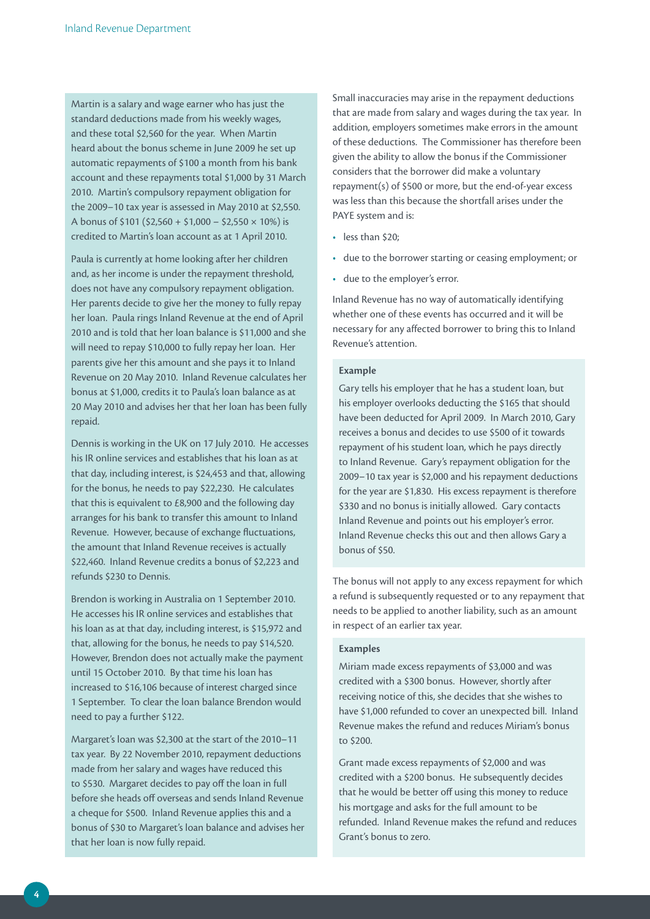Martin is a salary and wage earner who has just the standard deductions made from his weekly wages, and these total $2,560 for the year. When Martin heard about the bonus scheme in June 2009 he set up automatic repayments of $100 a month from his bank account and these repayments total $1,000 by 31 March 2010. Martin's compulsory repayment obligation for the 2009–10 tax year is assessed in May 2010 at $2,550. A bonus of $101 ($2,560 + $1,000 – $2,550 × 10%) is credited to Martin's loan account as at 1 April 2010.

Paula is currently at home looking after her children and, as her income is under the repayment threshold, does not have any compulsory repayment obligation. Her parents decide to give her the money to fully repay her loan. Paula rings Inland Revenue at the end of April 2010 and is told that her loan balance is $11,000 and she will need to repay $10,000 to fully repay her loan. Her parents give her this amount and she pays it to Inland Revenue on 20 May 2010. Inland Revenue calculates her bonus at $1,000, credits it to Paula's loan balance as at 20 May 2010 and advises her that her loan has been fully repaid.

Dennis is working in the UK on 17 July 2010. He accesses his IR online services and establishes that his loan as at that day, including interest, is $24,453 and that, allowing for the bonus, he needs to pay $22,230. He calculates that this is equivalent to £8,900 and the following day arranges for his bank to transfer this amount to Inland Revenue. However, because of exchange fluctuations, the amount that Inland Revenue receives is actually $22,460. Inland Revenue credits a bonus of $2,223 and refunds $230 to Dennis.

Brendon is working in Australia on 1 September 2010. He accesses his IR online services and establishes that his loan as at that day, including interest, is $15,972 and that, allowing for the bonus, he needs to pay $14,520. However, Brendon does not actually make the payment until 15 October 2010. By that time his loan has increased to $16,106 because of interest charged since 1 September. To clear the loan balance Brendon would need to pay a further $122.

Margaret's loan was $2,300 at the start of the 2010–11 tax year. By 22 November 2010, repayment deductions made from her salary and wages have reduced this to $530. Margaret decides to pay off the loan in full before she heads off overseas and sends Inland Revenue a cheque for $500. Inland Revenue applies this and a bonus of $30 to Margaret's loan balance and advises her that her loan is now fully repaid.

Small inaccuracies may arise in the repayment deductions that are made from salary and wages during the tax year. In addition, employers sometimes make errors in the amount of these deductions. The Commissioner has therefore been given the ability to allow the bonus if the Commissioner considers that the borrower did make a voluntary repayment(s) of $500 or more, but the end-of-year excess was less than this because the shortfall arises under the PAYE system and is:

- less than $20;
- due to the borrower starting or ceasing employment; or
- due to the employer's error.

Inland Revenue has no way of automatically identifying whether one of these events has occurred and it will be necessary for any affected borrower to bring this to Inland Revenue's attention.

**Example**

Gary tells his employer that he has a student loan, but his employer overlooks deducting the $165 that should have been deducted for April 2009. In March 2010, Gary receives a bonus and decides to use $500 of it towards repayment of his student loan, which he pays directly to Inland Revenue. Gary's repayment obligation for the 2009–10 tax year is $2,000 and his repayment deductions for the year are $1,830. His excess repayment is therefore $330 and no bonus is initially allowed. Gary contacts Inland Revenue and points out his employer's error. Inland Revenue checks this out and then allows Gary a bonus of $50.

The bonus will not apply to any excess repayment for which a refund is subsequently requested or to any repayment that needs to be applied to another liability, such as an amount in respect of an earlier tax year.

**Examples**

Miriam made excess repayments of $3,000 and was credited with a $300 bonus. However, shortly after receiving notice of this, she decides that she wishes to have $1,000 refunded to cover an unexpected bill. Inland Revenue makes the refund and reduces Miriam's bonus to $200.

Grant made excess repayments of $2,000 and was credited with a $200 bonus. He subsequently decides that he would be better off using this money to reduce his mortgage and asks for the full amount to be refunded. Inland Revenue makes the refund and reduces Grant's bonus to zero.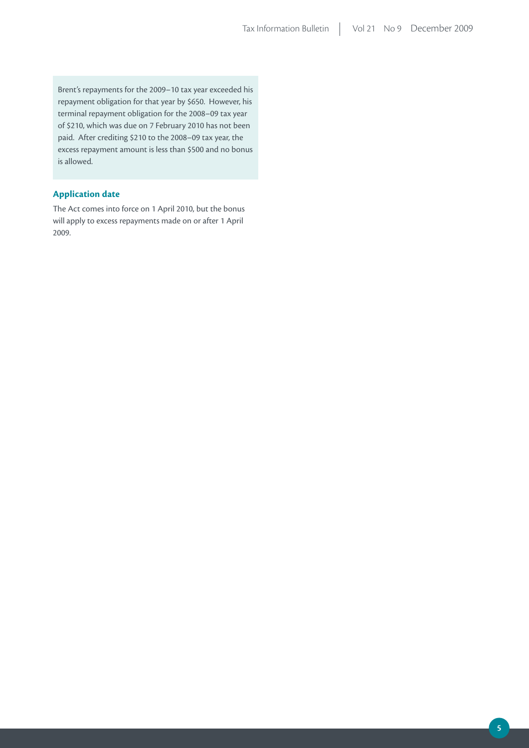Brent's repayments for the 2009–10 tax year exceeded his repayment obligation for that year by $650. However, his terminal repayment obligation for the 2008–09 tax year of $210, which was due on 7 February 2010 has not been paid. After crediting $210 to the 2008–09 tax year, the excess repayment amount is less than $500 and no bonus is allowed.

### Application date

The Act comes into force on 1 April 2010, but the bonus will apply to excess repayments made on or after 1 April 2009.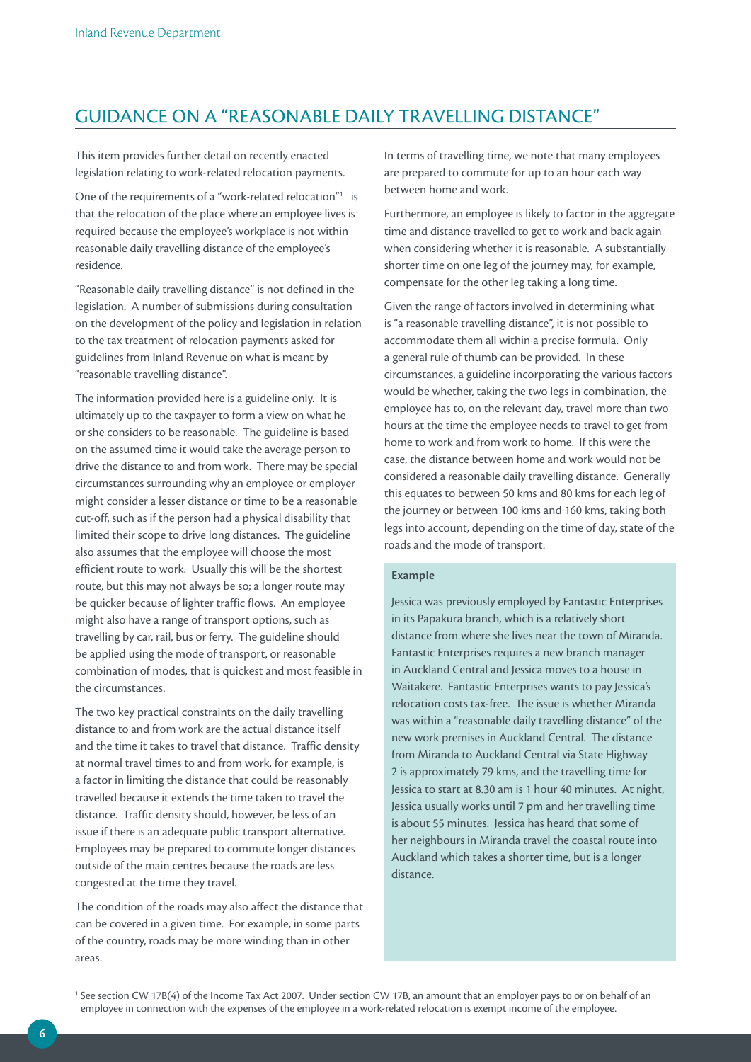## GUIDANCE ON A "REASONABLE DAILY TRAVELLING DISTANCE"

This item provides further detail on recently enacted legislation relating to work-related relocation payments.

One of the requirements of a "work-related relocation"[1] is that the relocation of the place where an employee lives is required because the employee's workplace is not within reasonable daily travelling distance of the employee's residence.

"Reasonable daily travelling distance" is not defined in the legislation. A number of submissions during consultation on the development of the policy and legislation in relation to the tax treatment of relocation payments asked for guidelines from Inland Revenue on what is meant by "reasonable travelling distance".

The information provided here is a guideline only. It is ultimately up to the taxpayer to form a view on what he or she considers to be reasonable. The guideline is based on the assumed time it would take the average person to drive the distance to and from work. There may be special circumstances surrounding why an employee or employer might consider a lesser distance or time to be a reasonable cut-off, such as if the person had a physical disability that limited their scope to drive long distances. The guideline also assumes that the employee will choose the most efficient route to work. Usually this will be the shortest route, but this may not always be so; a longer route may be quicker because of lighter traffic flows. An employee might also have a range of transport options, such as travelling by car, rail, bus or ferry. The guideline should be applied using the mode of transport, or reasonable combination of modes, that is quickest and most feasible in the circumstances.

The two key practical constraints on the daily travelling distance to and from work are the actual distance itself and the time it takes to travel that distance. Traffic density at normal travel times to and from work, for example, is a factor in limiting the distance that could be reasonably travelled because it extends the time taken to travel the distance. Traffic density should, however, be less of an issue if there is an adequate public transport alternative. Employees may be prepared to commute longer distances outside of the main centres because the roads are less congested at the time they travel.

The condition of the roads may also affect the distance that can be covered in a given time. For example, in some parts of the country, roads may be more winding than in other areas.

In terms of travelling time, we note that many employees are prepared to commute for up to an hour each way between home and work.

Furthermore, an employee is likely to factor in the aggregate time and distance travelled to get to work and back again when considering whether it is reasonable. A substantially shorter time on one leg of the journey may, for example, compensate for the other leg taking a long time.

Given the range of factors involved in determining what is "a reasonable travelling distance", it is not possible to accommodate them all within a precise formula. Only a general rule of thumb can be provided. In these circumstances, a guideline incorporating the various factors would be whether, taking the two legs in combination, the employee has to, on the relevant day, travel more than two hours at the time the employee needs to travel to get from home to work and from work to home. If this were the case, the distance between home and work would not be considered a reasonable daily travelling distance. Generally this equates to between 50 kms and 80 kms for each leg of the journey or between 100 kms and 160 kms, taking both legs into account, depending on the time of day, state of the roads and the mode of transport.

**Example**

Jessica was previously employed by Fantastic Enterprises in its Papakura branch, which is a relatively short distance from where she lives near the town of Miranda. Fantastic Enterprises requires a new branch manager in Auckland Central and Jessica moves to a house in Waitakere. Fantastic Enterprises wants to pay Jessica's relocation costs tax-free. The issue is whether Miranda was within a "reasonable daily travelling distance" of the new work premises in Auckland Central. The distance from Miranda to Auckland Central via State Highway 2 is approximately 79 kms, and the travelling time for Jessica to start at 8.30 am is 1 hour 40 minutes. At night, Jessica usually works until 7 pm and her travelling time is about 55 minutes. Jessica has heard that some of her neighbours in Miranda travel the coastal route into Auckland which takes a shorter time, but is a longer distance.

[1] See section CW 17B(4) of the Income Tax Act 2007. Under section CW 17B, an amount that an employer pays to or on behalf of an employee in connection with the expenses of the employee in a work-related relocation is exempt income of the employee.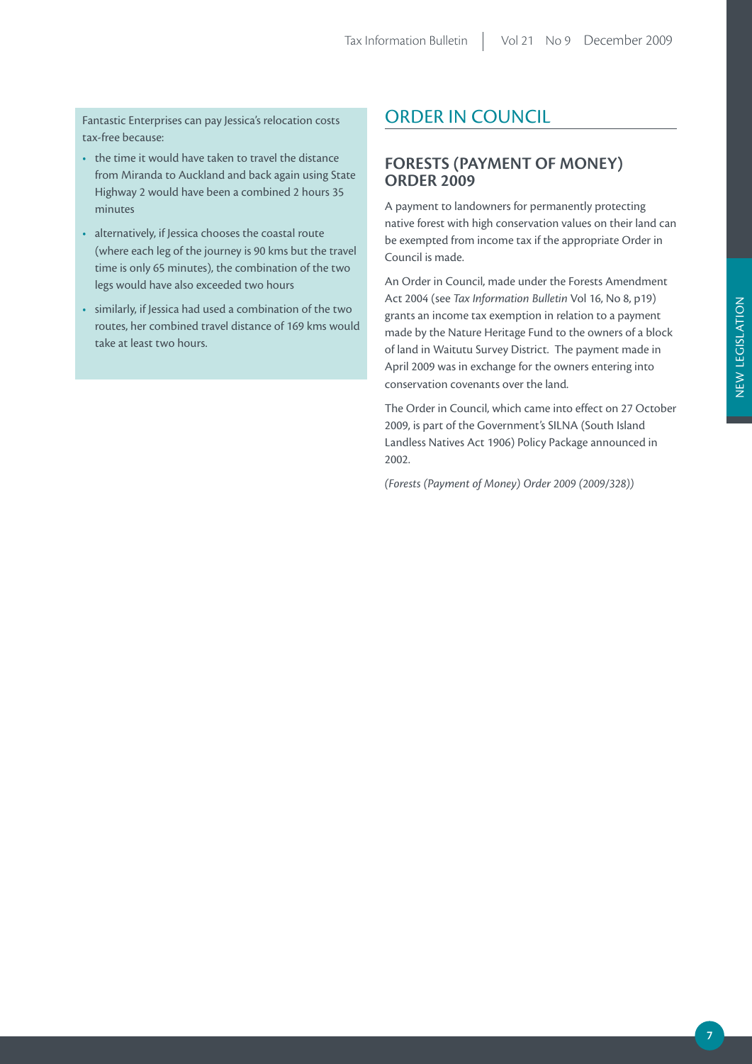Fantastic Enterprises can pay Jessica's relocation costs tax-free because:

- the time it would have taken to travel the distance from Miranda to Auckland and back again using State Highway 2 would have been a combined 2 hours 35 minutes
- alternatively, if Jessica chooses the coastal route (where each leg of the journey is 90 kms but the travel time is only 65 minutes), the combination of the two legs would have also exceeded two hours
- similarly, if Jessica had used a combination of the two routes, her combined travel distance of 169 kms would take at least two hours.

# ORDER IN COUNCIL

## FORESTS (PAYMENT OF MONEY) ORDER 2009

A payment to landowners for permanently protecting native forest with high conservation values on their land can be exempted from income tax if the appropriate Order in Council is made.

An Order in Council, made under the Forests Amendment Act 2004 (see *Tax Information Bulletin* Vol 16, No 8, p19) grants an income tax exemption in relation to a payment made by the Nature Heritage Fund to the owners of a block of land in Waitutu Survey District. The payment made in April 2009 was in exchange for the owners entering into conservation covenants over the land.

The Order in Council, which came into effect on 27 October 2009, is part of the Government's SILNA (South Island Landless Natives Act 1906) Policy Package announced in 2002.

*(Forests (Payment of Money) Order 2009 (2009/328))*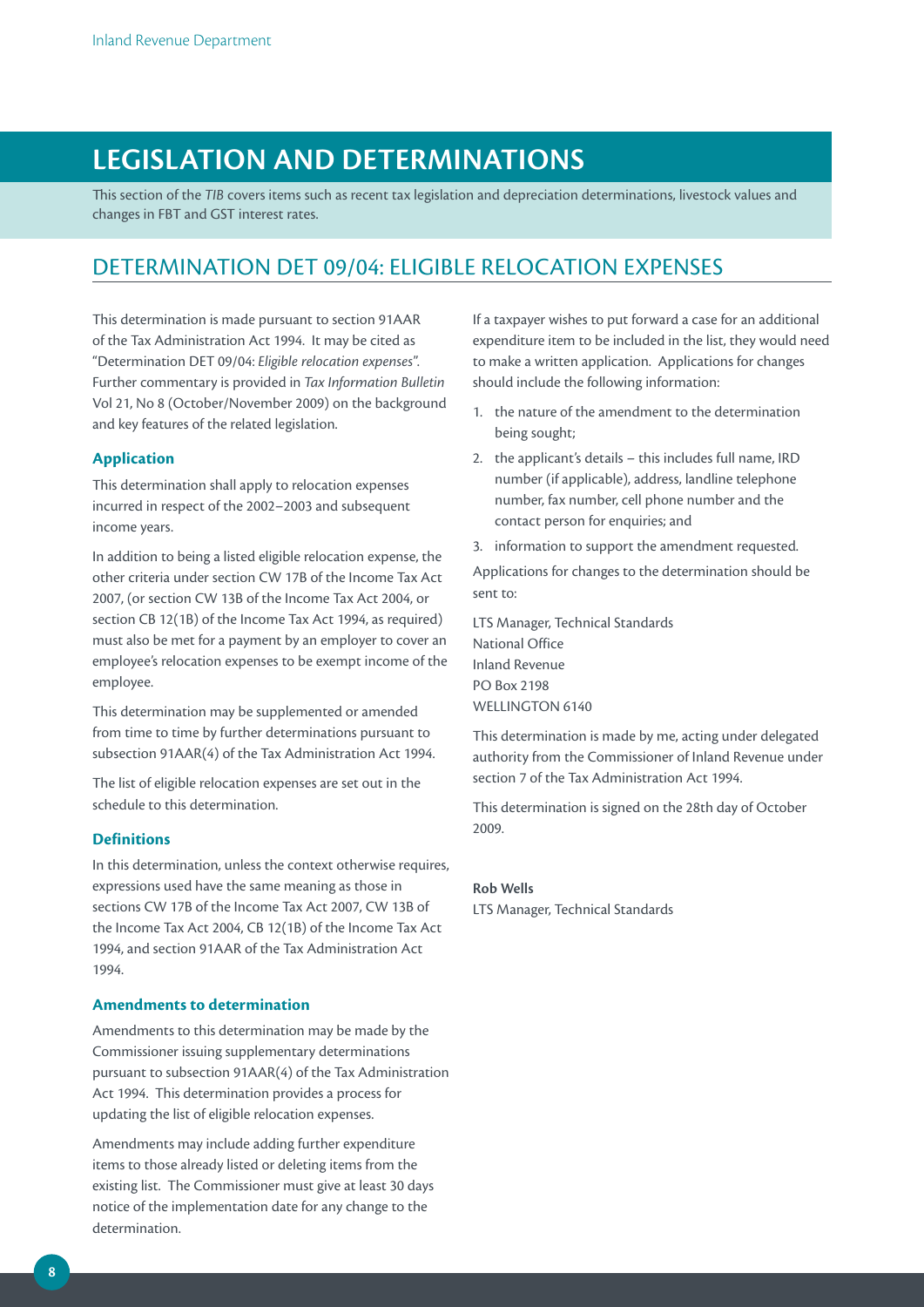# LEGISLATION AND DETERMINATIONS

This section of the *TIB* covers items such as recent tax legislation and depreciation determinations, livestock values and changes in FBT and GST interest rates.

## DETERMINATION DET 09/04: ELIGIBLE RELOCATION EXPENSES

This determination is made pursuant to section 91AAR of the Tax Administration Act 1994. It may be cited as "Determination DET 09/04: *Eligible relocation expenses*". Further commentary is provided in *Tax Information Bulletin* Vol 21, No 8 (October/November 2009) on the background and key features of the related legislation.

### Application

This determination shall apply to relocation expenses incurred in respect of the 2002–2003 and subsequent income years.

In addition to being a listed eligible relocation expense, the other criteria under section CW 17B of the Income Tax Act 2007, (or section CW 13B of the Income Tax Act 2004, or section CB 12(1B) of the Income Tax Act 1994, as required) must also be met for a payment by an employer to cover an employee's relocation expenses to be exempt income of the employee.

This determination may be supplemented or amended from time to time by further determinations pursuant to subsection 91AAR(4) of the Tax Administration Act 1994.

The list of eligible relocation expenses are set out in the schedule to this determination.

### Definitions

In this determination, unless the context otherwise requires, expressions used have the same meaning as those in sections CW 17B of the Income Tax Act 2007, CW 13B of the Income Tax Act 2004, CB 12(1B) of the Income Tax Act 1994, and section 91AAR of the Tax Administration Act 1994.

### Amendments to determination

Amendments to this determination may be made by the Commissioner issuing supplementary determinations pursuant to subsection 91AAR(4) of the Tax Administration Act 1994. This determination provides a process for updating the list of eligible relocation expenses.

Amendments may include adding further expenditure items to those already listed or deleting items from the existing list. The Commissioner must give at least 30 days notice of the implementation date for any change to the determination.

If a taxpayer wishes to put forward a case for an additional expenditure item to be included in the list, they would need to make a written application. Applications for changes should include the following information:

1. the nature of the amendment to the determination being sought;
2. the applicant's details – this includes full name, IRD number (if applicable), address, landline telephone number, fax number, cell phone number and the contact person for enquiries; and
3. information to support the amendment requested.

Applications for changes to the determination should be sent to:

LTS Manager, Technical Standards
National Office
Inland Revenue
PO Box 2198
WELLINGTON 6140

This determination is made by me, acting under delegated authority from the Commissioner of Inland Revenue under section 7 of the Tax Administration Act 1994.

This determination is signed on the 28th day of October 2009.

**Rob Wells**
LTS Manager, Technical Standards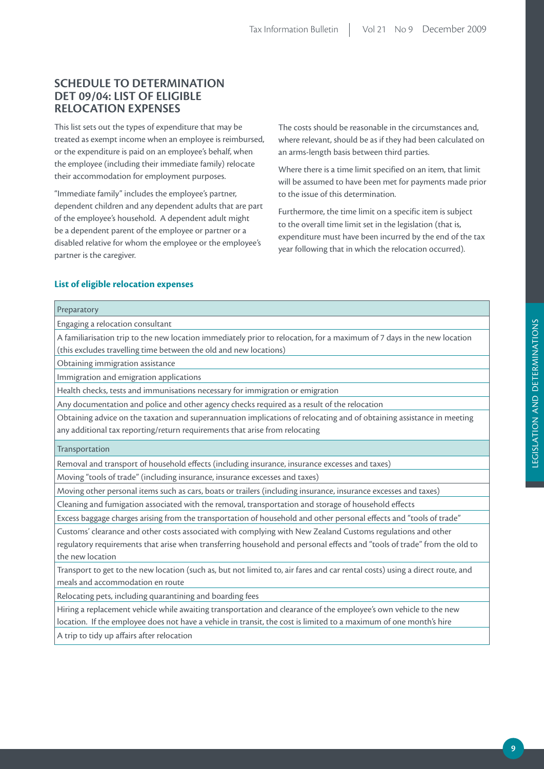## SCHEDULE TO DETERMINATION DET 09/04: LIST OF ELIGIBLE RELOCATION EXPENSES

This list sets out the types of expenditure that may be treated as exempt income when an employee is reimbursed, or the expenditure is paid on an employee's behalf, when the employee (including their immediate family) relocate their accommodation for employment purposes.

"Immediate family" includes the employee's partner, dependent children and any dependent adults that are part of the employee's household. A dependent adult might be a dependent parent of the employee or partner or a disabled relative for whom the employee or the employee's partner is the caregiver.

The costs should be reasonable in the circumstances and, where relevant, should be as if they had been calculated on an arms-length basis between third parties.

Where there is a time limit specified on an item, that limit will be assumed to have been met for payments made prior to the issue of this determination.

Furthermore, the time limit on a specific item is subject to the overall time limit set in the legislation (that is, expenditure must have been incurred by the end of the tax year following that in which the relocation occurred).

### List of eligible relocation expenses

| Preparatory |
|---|
| Engaging a relocation consultant |
| A familiarisation trip to the new location immediately prior to relocation, for a maximum of 7 days in the new location (this excludes travelling time between the old and new locations) |
| Obtaining immigration assistance |
| Immigration and emigration applications |
| Health checks, tests and immunisations necessary for immigration or emigration |
| Any documentation and police and other agency checks required as a result of the relocation |
| Obtaining advice on the taxation and superannuation implications of relocating and of obtaining assistance in meeting any additional tax reporting/return requirements that arise from relocating |
| **Transportation** |
| Removal and transport of household effects (including insurance, insurance excesses and taxes) |
| Moving "tools of trade" (including insurance, insurance excesses and taxes) |
| Moving other personal items such as cars, boats or trailers (including insurance, insurance excesses and taxes) |
| Cleaning and fumigation associated with the removal, transportation and storage of household effects |
| Excess baggage charges arising from the transportation of household and other personal effects and "tools of trade" |
| Customs' clearance and other costs associated with complying with New Zealand Customs regulations and other regulatory requirements that arise when transferring household and personal effects and "tools of trade" from the old to the new location |
| Transport to get to the new location (such as, but not limited to, air fares and car rental costs) using a direct route, and meals and accommodation en route |
| Relocating pets, including quarantining and boarding fees |
| Hiring a replacement vehicle while awaiting transportation and clearance of the employee's own vehicle to the new location. If the employee does not have a vehicle in transit, the cost is limited to a maximum of one month's hire |
| A trip to tidy up affairs after relocation |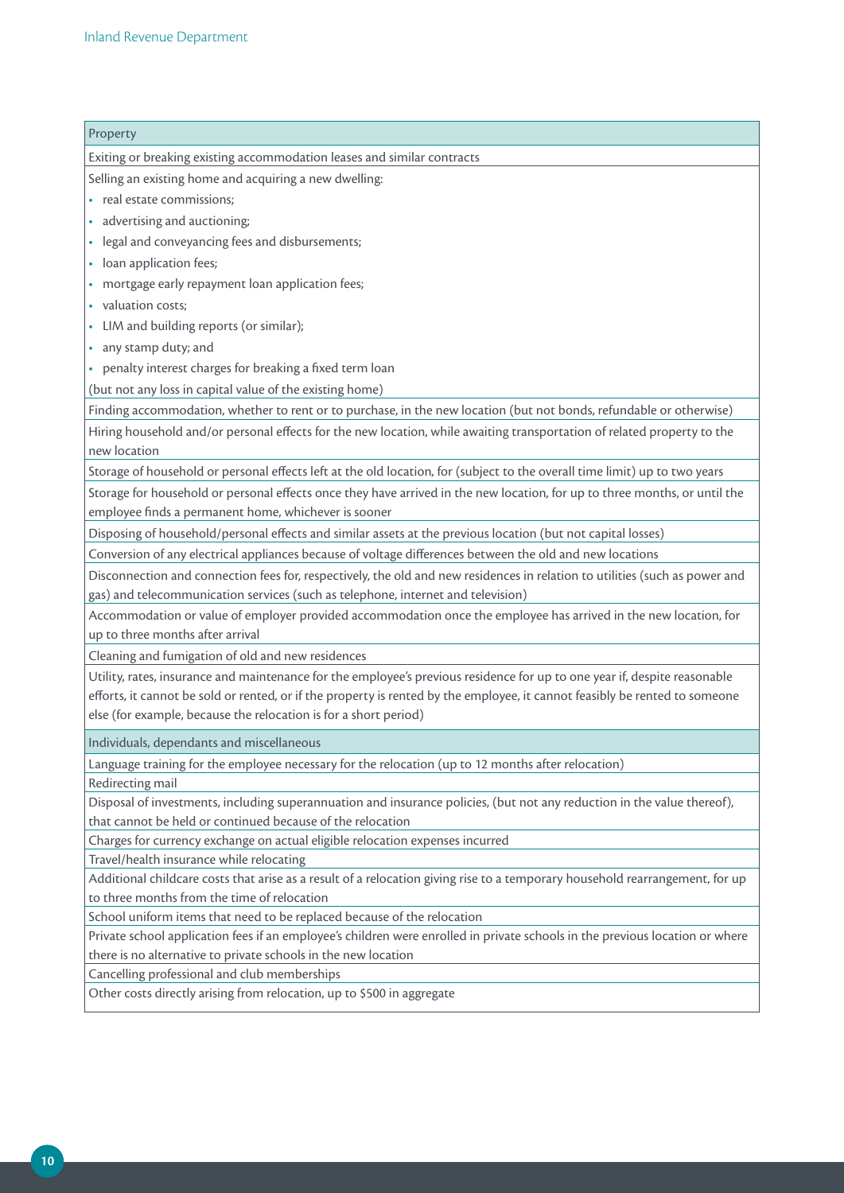| Property |
| --- |
| Exiting or breaking existing accommodation leases and similar contracts |
| Selling an existing home and acquiring a new dwelling:<br>• real estate commissions;<br>• advertising and auctioning;<br>• legal and conveyancing fees and disbursements;<br>• loan application fees;<br>• mortgage early repayment loan application fees;<br>• valuation costs;<br>• LIM and building reports (or similar);<br>• any stamp duty; and<br>• penalty interest charges for breaking a fixed term loan<br>(but not any loss in capital value of the existing home) |
| Finding accommodation, whether to rent or to purchase, in the new location (but not bonds, refundable or otherwise) |
| Hiring household and/or personal effects for the new location, while awaiting transportation of related property to the new location |
| Storage of household or personal effects left at the old location, for (subject to the overall time limit) up to two years |
| Storage for household or personal effects once they have arrived in the new location, for up to three months, or until the employee finds a permanent home, whichever is sooner |
| Disposing of household/personal effects and similar assets at the previous location (but not capital losses) |
| Conversion of any electrical appliances because of voltage differences between the old and new locations |
| Disconnection and connection fees for, respectively, the old and new residences in relation to utilities (such as power and gas) and telecommunication services (such as telephone, internet and television) |
| Accommodation or value of employer provided accommodation once the employee has arrived in the new location, for up to three months after arrival |
| Cleaning and fumigation of old and new residences |
| Utility, rates, insurance and maintenance for the employee's previous residence for up to one year if, despite reasonable efforts, it cannot be sold or rented, or if the property is rented by the employee, it cannot feasibly be rented to someone else (for example, because the relocation is for a short period) |
| **Individuals, dependants and miscellaneous** |
| Language training for the employee necessary for the relocation (up to 12 months after relocation) |
| Redirecting mail |
| Disposal of investments, including superannuation and insurance policies, (but not any reduction in the value thereof), that cannot be held or continued because of the relocation |
| Charges for currency exchange on actual eligible relocation expenses incurred |
| Travel/health insurance while relocating |
| Additional childcare costs that arise as a result of a relocation giving rise to a temporary household rearrangement, for up to three months from the time of relocation |
| School uniform items that need to be replaced because of the relocation |
| Private school application fees if an employee's children were enrolled in private schools in the previous location or where there is no alternative to private schools in the new location |
| Cancelling professional and club memberships |
| Other costs directly arising from relocation, up to $500 in aggregate |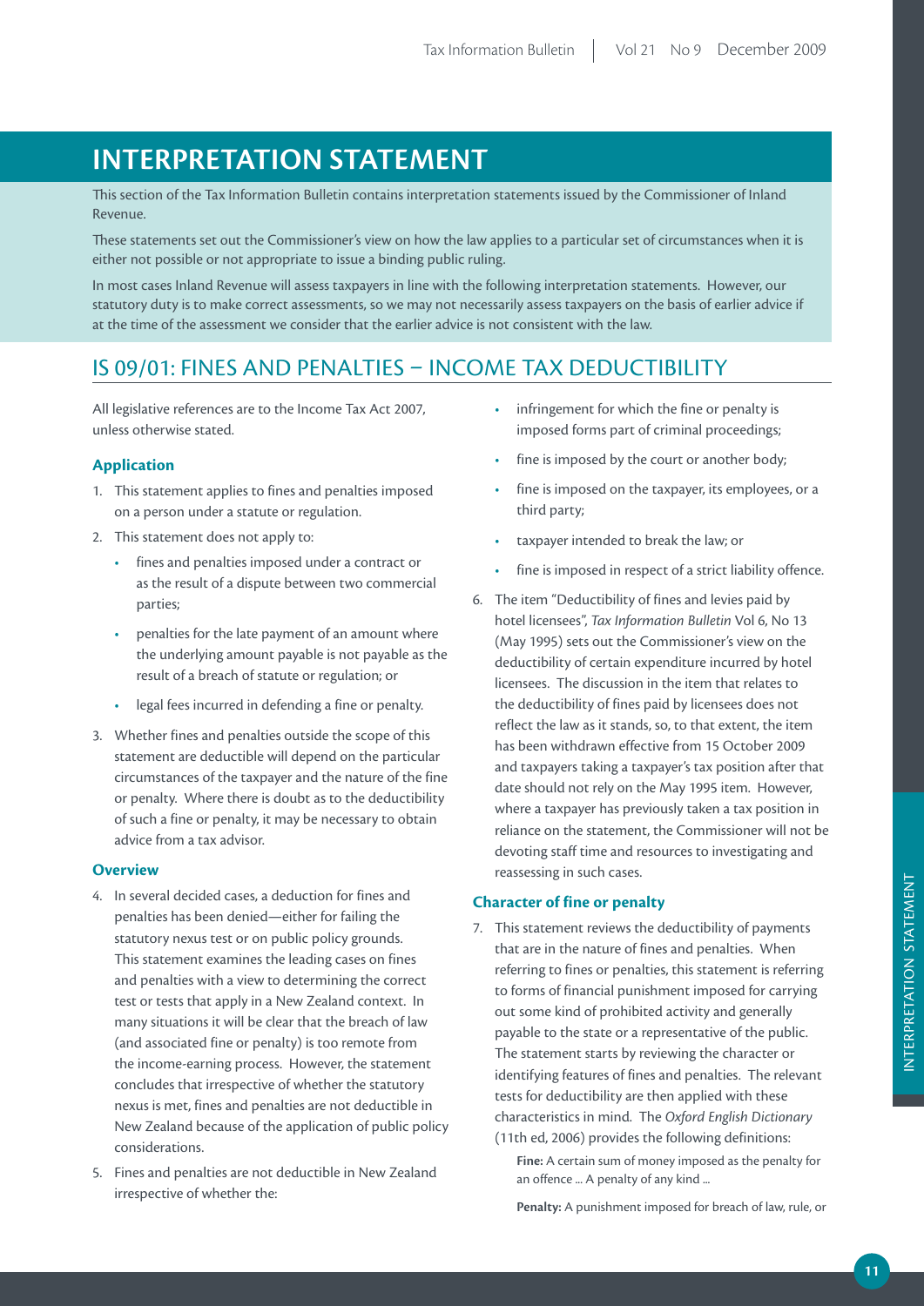# INTERPRETATION STATEMENT

This section of the Tax Information Bulletin contains interpretation statements issued by the Commissioner of Inland Revenue.

These statements set out the Commissioner's view on how the law applies to a particular set of circumstances when it is either not possible or not appropriate to issue a binding public ruling.

In most cases Inland Revenue will assess taxpayers in line with the following interpretation statements. However, our statutory duty is to make correct assessments, so we may not necessarily assess taxpayers on the basis of earlier advice if at the time of the assessment we consider that the earlier advice is not consistent with the law.

## IS 09/01: FINES AND PENALTIES – INCOME TAX DEDUCTIBILITY

All legislative references are to the Income Tax Act 2007, unless otherwise stated.

### Application

1. This statement applies to fines and penalties imposed on a person under a statute or regulation.
2. This statement does not apply to:
   - fines and penalties imposed under a contract or as the result of a dispute between two commercial parties;
   - penalties for the late payment of an amount where the underlying amount payable is not payable as the result of a breach of statute or regulation; or
   - legal fees incurred in defending a fine or penalty.
3. Whether fines and penalties outside the scope of this statement are deductible will depend on the particular circumstances of the taxpayer and the nature of the fine or penalty. Where there is doubt as to the deductibility of such a fine or penalty, it may be necessary to obtain advice from a tax advisor.

### Overview

4. In several decided cases, a deduction for fines and penalties has been denied—either for failing the statutory nexus test or on public policy grounds. This statement examines the leading cases on fines and penalties with a view to determining the correct test or tests that apply in a New Zealand context. In many situations it will be clear that the breach of law (and associated fine or penalty) is too remote from the income-earning process. However, the statement concludes that irrespective of whether the statutory nexus is met, fines and penalties are not deductible in New Zealand because of the application of public policy considerations.
5. Fines and penalties are not deductible in New Zealand irrespective of whether the:
   - infringement for which the fine or penalty is imposed forms part of criminal proceedings;
   - fine is imposed by the court or another body;
   - fine is imposed on the taxpayer, its employees, or a third party;
   - taxpayer intended to break the law; or
   - fine is imposed in respect of a strict liability offence.
6. The item "Deductibility of fines and levies paid by hotel licensees", *Tax Information Bulletin* Vol 6, No 13 (May 1995) sets out the Commissioner's view on the deductibility of certain expenditure incurred by hotel licensees. The discussion in the item that relates to the deductibility of fines paid by licensees does not reflect the law as it stands, so, to that extent, the item has been withdrawn effective from 15 October 2009 and taxpayers taking a taxpayer's tax position after that date should not rely on the May 1995 item. However, where a taxpayer has previously taken a tax position in reliance on the statement, the Commissioner will not be devoting staff time and resources to investigating and reassessing in such cases.

### Character of fine or penalty

7. This statement reviews the deductibility of payments that are in the nature of fines and penalties. When referring to fines or penalties, this statement is referring to forms of financial punishment imposed for carrying out some kind of prohibited activity and generally payable to the state or a representative of the public. The statement starts by reviewing the character or identifying features of fines and penalties. The relevant tests for deductibility are then applied with these characteristics in mind. The *Oxford English Dictionary* (11th ed, 2006) provides the following definitions:

   **Fine:** A certain sum of money imposed as the penalty for an offence ... A penalty of any kind ...

   **Penalty:** A punishment imposed for breach of law, rule, or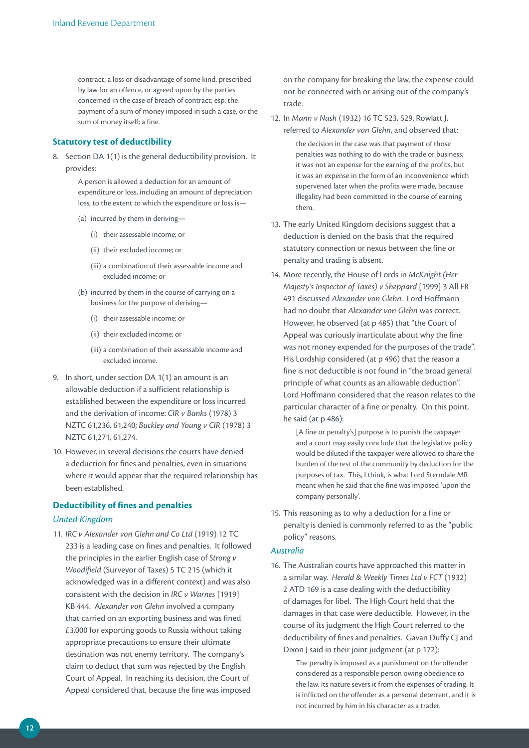contract; a loss or disadvantage of some kind, prescribed by law for an offence, or agreed upon by the parties concerned in the case of breach of contract; esp. the payment of a sum of money imposed in such a case, or the sum of money itself; a fine.

### Statutory test of deductibility

8. Section DA 1(1) is the general deductibility provision. It provides:

   A person is allowed a deduction for an amount of expenditure or loss, including an amount of depreciation loss, to the extent to which the expenditure or loss is—

   (a) incurred by them in deriving—

   (i) their assessable income; or

   (ii) their excluded income; or

   (iii) a combination of their assessable income and excluded income; or

   (b) incurred by them in the course of carrying on a business for the purpose of deriving—

   (i) their assessable income; or

   (ii) their excluded income; or

   (iii) a combination of their assessable income and excluded income.

9. In short, under section DA 1(1) an amount is an allowable deduction if a sufficient relationship is established between the expenditure or loss incurred and the derivation of income: *CIR v Banks* (1978) 3 NZTC 61,236, 61,240; *Buckley and Young v CIR* (1978) 3 NZTC 61,271, 61,274.

10. However, in several decisions the courts have denied a deduction for fines and penalties, even in situations where it would appear that the required relationship has been established.

### Deductibility of fines and penalties

#### *United Kingdom*

11. *IRC v Alexander von Glehn and Co Ltd* (1919) 12 TC 233 is a leading case on fines and penalties. It followed the principles in the earlier English case of *Strong v Woodifield* (Surveyor of Taxes) 5 TC 215 (which it acknowledged was in a different context) and was also consistent with the decision in *IRC v Warnes* [1919] KB 444. *Alexander von Glehn* involved a company that carried on an exporting business and was fined £3,000 for exporting goods to Russia without taking appropriate precautions to ensure their ultimate destination was not enemy territory. The company's claim to deduct that sum was rejected by the English Court of Appeal. In reaching its decision, the Court of Appeal considered that, because the fine was imposed on the company for breaking the law, the expense could not be connected with or arising out of the company's trade.

12. In *Mann v Nash* (1932) 16 TC 523, 529, Rowlatt J, referred to *Alexander von Glehn*, and observed that:

   the decision in the case was that payment of those penalties was nothing to do with the trade or business; it was not an expense for the earning of the profits, but it was an expense in the form of an inconvenience which supervened later when the profits were made, because illegality had been committed in the course of earning them.

13. The early United Kingdom decisions suggest that a deduction is denied on the basis that the required statutory connection or nexus between the fine or penalty and trading is absent.

14. More recently, the House of Lords in *McKnight (Her Majesty's Inspector of Taxes) v Sheppard* [1999] 3 All ER 491 discussed *Alexander von Glehn.* Lord Hoffmann had no doubt that *Alexander von Glehn* was correct. However, he observed (at p 485) that "the Court of Appeal was curiously inarticulate about why the fine was not money expended for the purposes of the trade". His Lordship considered (at p 496) that the reason a fine is not deductible is not found in "the broad general principle of what counts as an allowable deduction". Lord Hoffmann considered that the reason relates to the particular character of a fine or penalty. On this point, he said (at p 486):

   [A fine or penalty's] purpose is to punish the taxpayer and a court may easily conclude that the legislative policy would be diluted if the taxpayer were allowed to share the burden of the rest of the community by deduction for the purposes of tax. This, I think, is what Lord Sterndale MR meant when he said that the fine was imposed 'upon the company personally'.

15. This reasoning as to why a deduction for a fine or penalty is denied is commonly referred to as the "public policy" reasons.

#### *Australia*

16. The Australian courts have approached this matter in a similar way. *Herald & Weekly Times Ltd v FCT* (1932) 2 ATD 169 is a case dealing with the deductibility of damages for libel. The High Court held that the damages in that case were deductible. However, in the course of its judgment the High Court referred to the deductibility of fines and penalties. Gavan Duffy CJ and Dixon J said in their joint judgment (at p 172):

   The penalty is imposed as a punishment on the offender considered as a responsible person owing obedience to the law. Its nature severs it from the expenses of trading. It is inflicted on the offender as a personal deterrent, and it is not incurred by him in his character as a trader.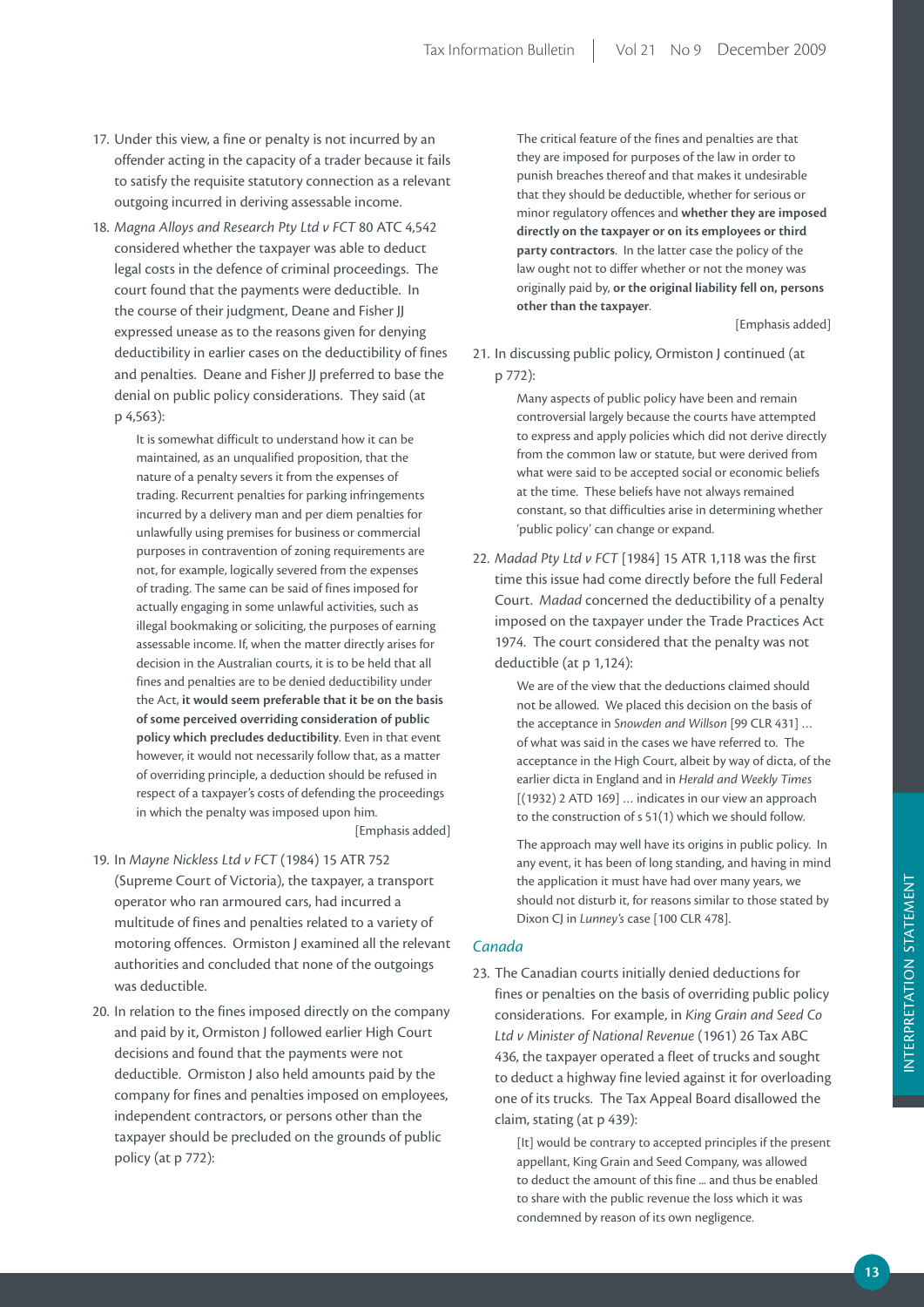17. Under this view, a fine or penalty is not incurred by an offender acting in the capacity of a trader because it fails to satisfy the requisite statutory connection as a relevant outgoing incurred in deriving assessable income.

18. *Magna Alloys and Research Pty Ltd v FCT* 80 ATC 4,542 considered whether the taxpayer was able to deduct legal costs in the defence of criminal proceedings. The court found that the payments were deductible. In the course of their judgment, Deane and Fisher JJ expressed unease as to the reasons given for denying deductibility in earlier cases on the deductibility of fines and penalties. Deane and Fisher JJ preferred to base the denial on public policy considerations. They said (at p 4,563):

> It is somewhat difficult to understand how it can be maintained, as an unqualified proposition, that the nature of a penalty severs it from the expenses of trading. Recurrent penalties for parking infringements incurred by a delivery man and per diem penalties for unlawfully using premises for business or commercial purposes in contravention of zoning requirements are not, for example, logically severed from the expenses of trading. The same can be said of fines imposed for actually engaging in some unlawful activities, such as illegal bookmaking or soliciting, the purposes of earning assessable income. If, when the matter directly arises for decision in the Australian courts, it is to be held that all fines and penalties are to be denied deductibility under the Act, **it would seem preferable that it be on the basis of some perceived overriding consideration of public policy which precludes deductibility**. Even in that event however, it would not necessarily follow that, as a matter of overriding principle, a deduction should be refused in respect of a taxpayer's costs of defending the proceedings in which the penalty was imposed upon him.
>
> [Emphasis added]

19. In *Mayne Nickless Ltd v FCT* (1984) 15 ATR 752 (Supreme Court of Victoria), the taxpayer, a transport operator who ran armoured cars, had incurred a multitude of fines and penalties related to a variety of motoring offences. Ormiston J examined all the relevant authorities and concluded that none of the outgoings was deductible.

20. In relation to the fines imposed directly on the company and paid by it, Ormiston J followed earlier High Court decisions and found that the payments were not deductible. Ormiston J also held amounts paid by the company for fines and penalties imposed on employees, independent contractors, or persons other than the taxpayer should be precluded on the grounds of public policy (at p 772):

> The critical feature of the fines and penalties are that they are imposed for purposes of the law in order to punish breaches thereof and that makes it undesirable that they should be deductible, whether for serious or minor regulatory offences and **whether they are imposed directly on the taxpayer or on its employees or third party contractors**. In the latter case the policy of the law ought not to differ whether or not the money was originally paid by, **or the original liability fell on, persons other than the taxpayer**.
>
> [Emphasis added]

21. In discussing public policy, Ormiston J continued (at p 772):

> Many aspects of public policy have been and remain controversial largely because the courts have attempted to express and apply policies which did not derive directly from the common law or statute, but were derived from what were said to be accepted social or economic beliefs at the time. These beliefs have not always remained constant, so that difficulties arise in determining whether 'public policy' can change or expand.

22. *Madad Pty Ltd v FCT* [1984] 15 ATR 1,118 was the first time this issue had come directly before the full Federal Court. *Madad* concerned the deductibility of a penalty imposed on the taxpayer under the Trade Practices Act 1974. The court considered that the penalty was not deductible (at p 1,124):

> We are of the view that the deductions claimed should not be allowed. We placed this decision on the basis of the acceptance in *Snowden and Willson* [99 CLR 431] … of what was said in the cases we have referred to. The acceptance in the High Court, albeit by way of dicta, of the earlier dicta in England and in *Herald and Weekly Times* [(1932) 2 ATD 169] … indicates in our view an approach to the construction of s 51(1) which we should follow.
>
> The approach may well have its origins in public policy. In any event, it has been of long standing, and having in mind the application it must have had over many years, we should not disturb it, for reasons similar to those stated by Dixon CJ in *Lunney's* case [100 CLR 478].

### *Canada*

23. The Canadian courts initially denied deductions for fines or penalties on the basis of overriding public policy considerations. For example, in *King Grain and Seed Co Ltd v Minister of National Revenue* (1961) 26 Tax ABC 436, the taxpayer operated a fleet of trucks and sought to deduct a highway fine levied against it for overloading one of its trucks. The Tax Appeal Board disallowed the claim, stating (at p 439):

> [It] would be contrary to accepted principles if the present appellant, King Grain and Seed Company, was allowed to deduct the amount of this fine ... and thus be enabled to share with the public revenue the loss which it was condemned by reason of its own negligence.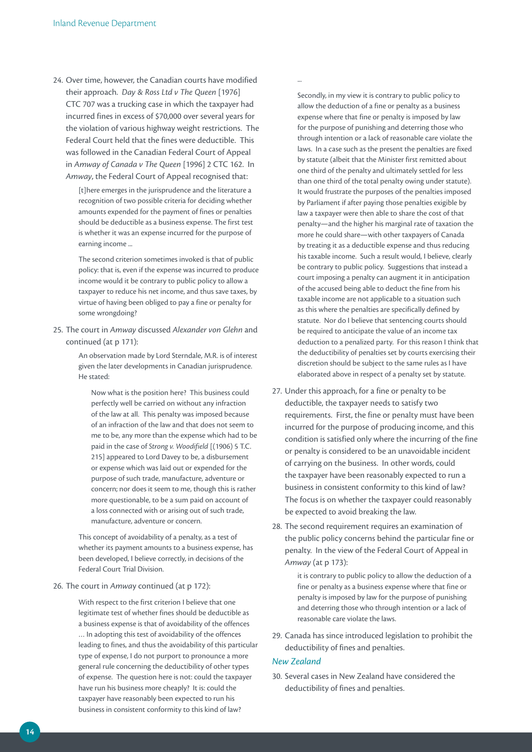24. Over time, however, the Canadian courts have modified their approach. *Day & Ross Ltd v The Queen* [1976] CTC 707 was a trucking case in which the taxpayer had incurred fines in excess of $70,000 over several years for the violation of various highway weight restrictions. The Federal Court held that the fines were deductible. This was followed in the Canadian Federal Court of Appeal in *Amway of Canada v The Queen* [1996] 2 CTC 162. In *Amway*, the Federal Court of Appeal recognised that:

    > [t]here emerges in the jurisprudence and the literature a recognition of two possible criteria for deciding whether amounts expended for the payment of fines or penalties should be deductible as a business expense. The first test is whether it was an expense incurred for the purpose of earning income ...
    >
    > The second criterion sometimes invoked is that of public policy: that is, even if the expense was incurred to produce income would it be contrary to public policy to allow a taxpayer to reduce his net income, and thus save taxes, by virtue of having been obliged to pay a fine or penalty for some wrongdoing?

25. The court in *Amway* discussed *Alexander von Glehn* and continued (at p 171):

    > An observation made by Lord Sterndale, M.R. is of interest given the later developments in Canadian jurisprudence. He stated:
    >
    > > Now what is the position here? This business could perfectly well be carried on without any infraction of the law at all. This penalty was imposed because of an infraction of the law and that does not seem to me to be, any more than the expense which had to be paid in the case of *Strong v. Woodifield* [(1906) 5 T.C. 215] appeared to Lord Davey to be, a disbursement or expense which was laid out or expended for the purpose of such trade, manufacture, adventure or concern; nor does it seem to me, though this is rather more questionable, to be a sum paid on account of a loss connected with or arising out of such trade, manufacture, adventure or concern.
    >
    > This concept of avoidability of a penalty, as a test of whether its payment amounts to a business expense, has been developed, I believe correctly, in decisions of the Federal Court Trial Division.

26. The court in *Amway* continued (at p 172):

    > With respect to the first criterion I believe that one legitimate test of whether fines should be deductible as a business expense is that of avoidability of the offences … In adopting this test of avoidability of the offences leading to fines, and thus the avoidability of this particular type of expense, I do not purport to pronounce a more general rule concerning the deductibility of other types of expense. The question here is not: could the taxpayer have run his business more cheaply? It is: could the taxpayer have reasonably been expected to run his business in consistent conformity to this kind of law?
    >
    > ...
    >
    > Secondly, in my view it is contrary to public policy to allow the deduction of a fine or penalty as a business expense where that fine or penalty is imposed by law for the purpose of punishing and deterring those who through intention or a lack of reasonable care violate the laws. In a case such as the present the penalties are fixed by statute (albeit that the Minister first remitted about one third of the penalty and ultimately settled for less than one third of the total penalty owing under statute). It would frustrate the purposes of the penalties imposed by Parliament if after paying those penalties exigible by law a taxpayer were then able to share the cost of that penalty—and the higher his marginal rate of taxation the more he could share—with other taxpayers of Canada by treating it as a deductible expense and thus reducing his taxable income. Such a result would, I believe, clearly be contrary to public policy. Suggestions that instead a court imposing a penalty can augment it in anticipation of the accused being able to deduct the fine from his taxable income are not applicable to a situation such as this where the penalties are specifically defined by statute. Nor do I believe that sentencing courts should be required to anticipate the value of an income tax deduction to a penalized party. For this reason I think that the deductibility of penalties set by courts exercising their discretion should be subject to the same rules as I have elaborated above in respect of a penalty set by statute.

27. Under this approach, for a fine or penalty to be deductible, the taxpayer needs to satisfy two requirements. First, the fine or penalty must have been incurred for the purpose of producing income, and this condition is satisfied only where the incurring of the fine or penalty is considered to be an unavoidable incident of carrying on the business. In other words, could the taxpayer have been reasonably expected to run a business in consistent conformity to this kind of law? The focus is on whether the taxpayer could reasonably be expected to avoid breaking the law.

28. The second requirement requires an examination of the public policy concerns behind the particular fine or penalty. In the view of the Federal Court of Appeal in *Amway* (at p 173):

    > it is contrary to public policy to allow the deduction of a fine or penalty as a business expense where that fine or penalty is imposed by law for the purpose of punishing and deterring those who through intention or a lack of reasonable care violate the laws.

29. Canada has since introduced legislation to prohibit the deductibility of fines and penalties.

### *New Zealand*

30. Several cases in New Zealand have considered the deductibility of fines and penalties.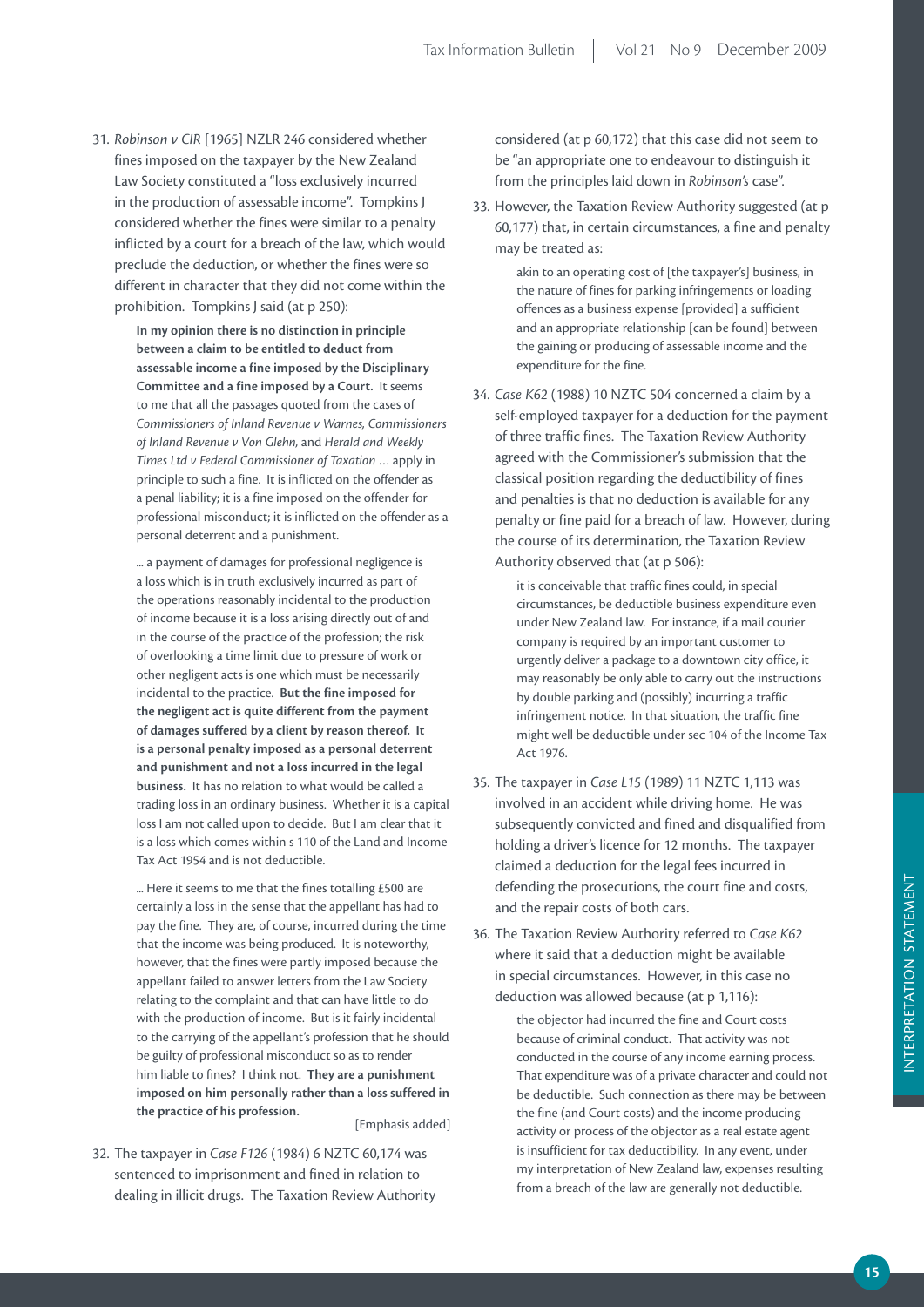31. *Robinson v CIR* [1965] NZLR 246 considered whether fines imposed on the taxpayer by the New Zealand Law Society constituted a "loss exclusively incurred in the production of assessable income". Tompkins J considered whether the fines were similar to a penalty inflicted by a court for a breach of the law, which would preclude the deduction, or whether the fines were so different in character that they did not come within the prohibition. Tompkins J said (at p 250):

> **In my opinion there is no distinction in principle between a claim to be entitled to deduct from assessable income a fine imposed by the Disciplinary Committee and a fine imposed by a Court.** It seems to me that all the passages quoted from the cases of *Commissioners of Inland Revenue v Warnes, Commissioners of Inland Revenue v Von Glehn,* and *Herald and Weekly Times Ltd v Federal Commissioner of Taxation* … apply in principle to such a fine. It is inflicted on the offender as a penal liability; it is a fine imposed on the offender for professional misconduct; it is inflicted on the offender as a personal deterrent and a punishment.
>
> … a payment of damages for professional negligence is a loss which is in truth exclusively incurred as part of the operations reasonably incidental to the production of income because it is a loss arising directly out of and in the course of the practice of the profession; the risk of overlooking a time limit due to pressure of work or other negligent acts is one which must be necessarily incidental to the practice. **But the fine imposed for the negligent act is quite different from the payment of damages suffered by a client by reason thereof. It is a personal penalty imposed as a personal deterrent and punishment and not a loss incurred in the legal business.** It has no relation to what would be called a trading loss in an ordinary business. Whether it is a capital loss I am not called upon to decide. But I am clear that it is a loss which comes within s 110 of the Land and Income Tax Act 1954 and is not deductible.
>
> … Here it seems to me that the fines totalling £500 are certainly a loss in the sense that the appellant has had to pay the fine. They are, of course, incurred during the time that the income was being produced. It is noteworthy, however, that the fines were partly imposed because the appellant failed to answer letters from the Law Society relating to the complaint and that can have little to do with the production of income. But is it fairly incidental to the carrying of the appellant's profession that he should be guilty of professional misconduct so as to render him liable to fines? I think not. **They are a punishment imposed on him personally rather than a loss suffered in the practice of his profession.**
>
> [Emphasis added]

32. The taxpayer in *Case F126* (1984) 6 NZTC 60,174 was sentenced to imprisonment and fined in relation to dealing in illicit drugs. The Taxation Review Authority considered (at p 60,172) that this case did not seem to be "an appropriate one to endeavour to distinguish it from the principles laid down in *Robinson's* case".

33. However, the Taxation Review Authority suggested (at p 60,177) that, in certain circumstances, a fine and penalty may be treated as:

> akin to an operating cost of [the taxpayer's] business, in the nature of fines for parking infringements or loading offences as a business expense [provided] a sufficient and an appropriate relationship [can be found] between the gaining or producing of assessable income and the expenditure for the fine.

34. *Case K62* (1988) 10 NZTC 504 concerned a claim by a self-employed taxpayer for a deduction for the payment of three traffic fines. The Taxation Review Authority agreed with the Commissioner's submission that the classical position regarding the deductibility of fines and penalties is that no deduction is available for any penalty or fine paid for a breach of law. However, during the course of its determination, the Taxation Review Authority observed that (at p 506):

> it is conceivable that traffic fines could, in special circumstances, be deductible business expenditure even under New Zealand law. For instance, if a mail courier company is required by an important customer to urgently deliver a package to a downtown city office, it may reasonably be only able to carry out the instructions by double parking and (possibly) incurring a traffic infringement notice. In that situation, the traffic fine might well be deductible under sec 104 of the Income Tax Act 1976.

35. The taxpayer in *Case L15* (1989) 11 NZTC 1,113 was involved in an accident while driving home. He was subsequently convicted and fined and disqualified from holding a driver's licence for 12 months. The taxpayer claimed a deduction for the legal fees incurred in defending the prosecutions, the court fine and costs, and the repair costs of both cars.

36. The Taxation Review Authority referred to *Case K62* where it said that a deduction might be available in special circumstances. However, in this case no deduction was allowed because (at p 1,116):

> the objector had incurred the fine and Court costs because of criminal conduct. That activity was not conducted in the course of any income earning process. That expenditure was of a private character and could not be deductible. Such connection as there may be between the fine (and Court costs) and the income producing activity or process of the objector as a real estate agent is insufficient for tax deductibility. In any event, under my interpretation of New Zealand law, expenses resulting from a breach of the law are generally not deductible.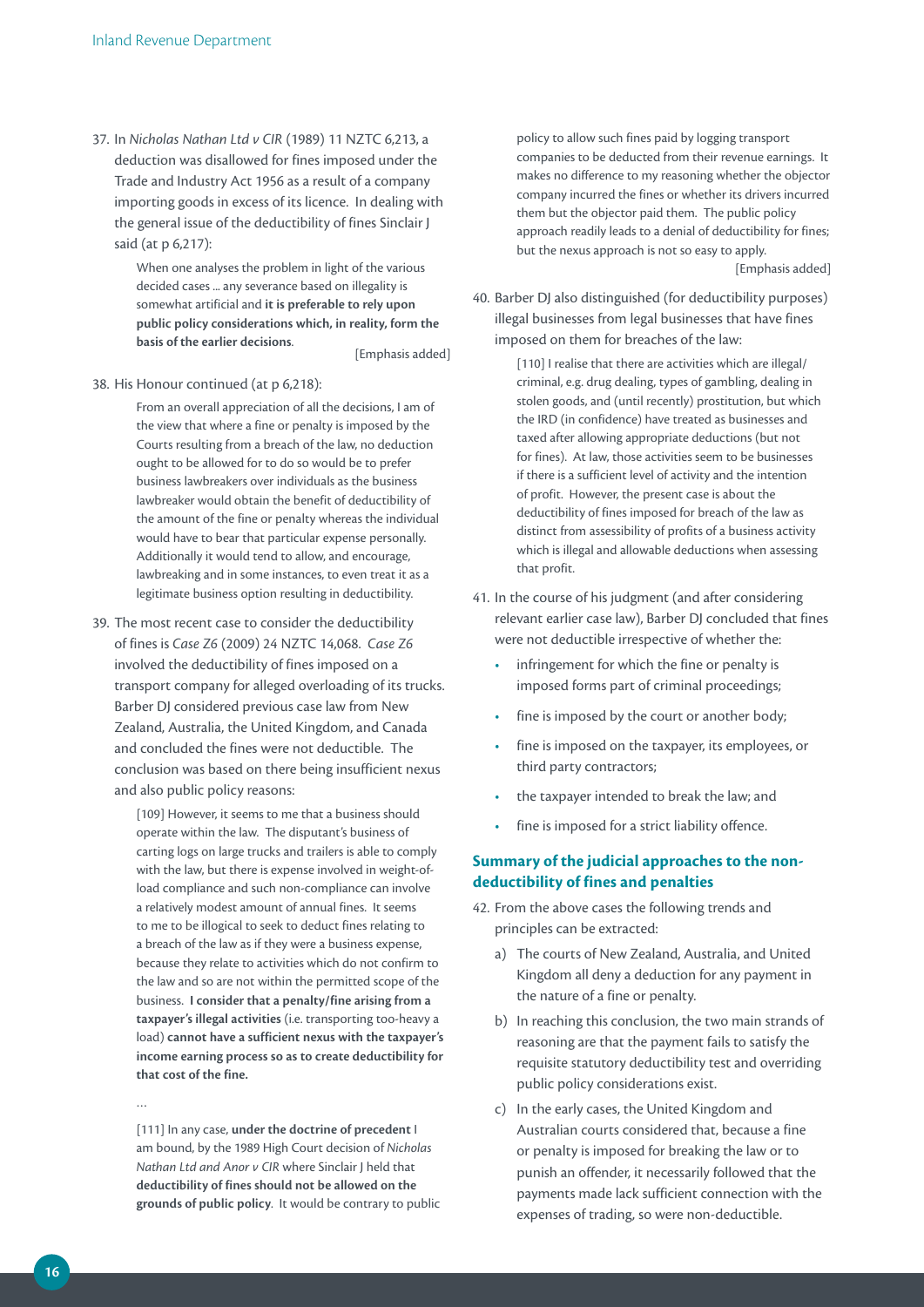37. In *Nicholas Nathan Ltd v CIR* (1989) 11 NZTC 6,213, a deduction was disallowed for fines imposed under the Trade and Industry Act 1956 as a result of a company importing goods in excess of its licence. In dealing with the general issue of the deductibility of fines Sinclair J said (at p 6,217):

   > When one analyses the problem in light of the various decided cases ... any severance based on illegality is somewhat artificial and **it is preferable to rely upon public policy considerations which, in reality, form the basis of the earlier decisions**.
   >
   > [Emphasis added]

38. His Honour continued (at p 6,218):

   > From an overall appreciation of all the decisions, I am of the view that where a fine or penalty is imposed by the Courts resulting from a breach of the law, no deduction ought to be allowed for to do so would be to prefer business lawbreakers over individuals as the business lawbreaker would obtain the benefit of deductibility of the amount of the fine or penalty whereas the individual would have to bear that particular expense personally. Additionally it would tend to allow, and encourage, lawbreaking and in some instances, to even treat it as a legitimate business option resulting in deductibility.

39. The most recent case to consider the deductibility of fines is *Case Z6* (2009) 24 NZTC 14,068. *Case Z6* involved the deductibility of fines imposed on a transport company for alleged overloading of its trucks. Barber DJ considered previous case law from New Zealand, Australia, the United Kingdom, and Canada and concluded the fines were not deductible. The conclusion was based on there being insufficient nexus and also public policy reasons:

   > [109] However, it seems to me that a business should operate within the law. The disputant's business of carting logs on large trucks and trailers is able to comply with the law, but there is expense involved in weight-of-load compliance and such non-compliance can involve a relatively modest amount of annual fines. It seems to me to be illogical to seek to deduct fines relating to a breach of the law as if they were a business expense, because they relate to activities which do not confirm to the law and so are not within the permitted scope of the business. **I consider that a penalty/fine arising from a taxpayer's illegal activities** (i.e. transporting too-heavy a load) **cannot have a sufficient nexus with the taxpayer's income earning process so as to create deductibility for that cost of the fine.**
   >
   > ...
   >
   > [111] In any case, **under the doctrine of precedent** I am bound, by the 1989 High Court decision of *Nicholas Nathan Ltd and Anor v CIR* where Sinclair J held that **deductibility of fines should not be allowed on the grounds of public policy**. It would be contrary to public policy to allow such fines paid by logging transport companies to be deducted from their revenue earnings. It makes no difference to my reasoning whether the objector company incurred the fines or whether its drivers incurred them but the objector paid them. The public policy approach readily leads to a denial of deductibility for fines; but the nexus approach is not so easy to apply.
   >
   > [Emphasis added]

40. Barber DJ also distinguished (for deductibility purposes) illegal businesses from legal businesses that have fines imposed on them for breaches of the law:

   > [110] I realise that there are activities which are illegal/criminal, e.g. drug dealing, types of gambling, dealing in stolen goods, and (until recently) prostitution, but which the IRD (in confidence) have treated as businesses and taxed after allowing appropriate deductions (but not for fines). At law, those activities seem to be businesses if there is a sufficient level of activity and the intention of profit. However, the present case is about the deductibility of fines imposed for breach of the law as distinct from assessibility of profits of a business activity which is illegal and allowable deductions when assessing that profit.

41. In the course of his judgment (and after considering relevant earlier case law), Barber DJ concluded that fines were not deductible irrespective of whether the:
   - infringement for which the fine or penalty is imposed forms part of criminal proceedings;
   - fine is imposed by the court or another body;
   - fine is imposed on the taxpayer, its employees, or third party contractors;
   - the taxpayer intended to break the law; and
   - fine is imposed for a strict liability offence.

### Summary of the judicial approaches to the non-deductibility of fines and penalties

42. From the above cases the following trends and principles can be extracted:
   a) The courts of New Zealand, Australia, and United Kingdom all deny a deduction for any payment in the nature of a fine or penalty.
   b) In reaching this conclusion, the two main strands of reasoning are that the payment fails to satisfy the requisite statutory deductibility test and overriding public policy considerations exist.
   c) In the early cases, the United Kingdom and Australian courts considered that, because a fine or penalty is imposed for breaking the law or to punish an offender, it necessarily followed that the payments made lack sufficient connection with the expenses of trading, so were non-deductible.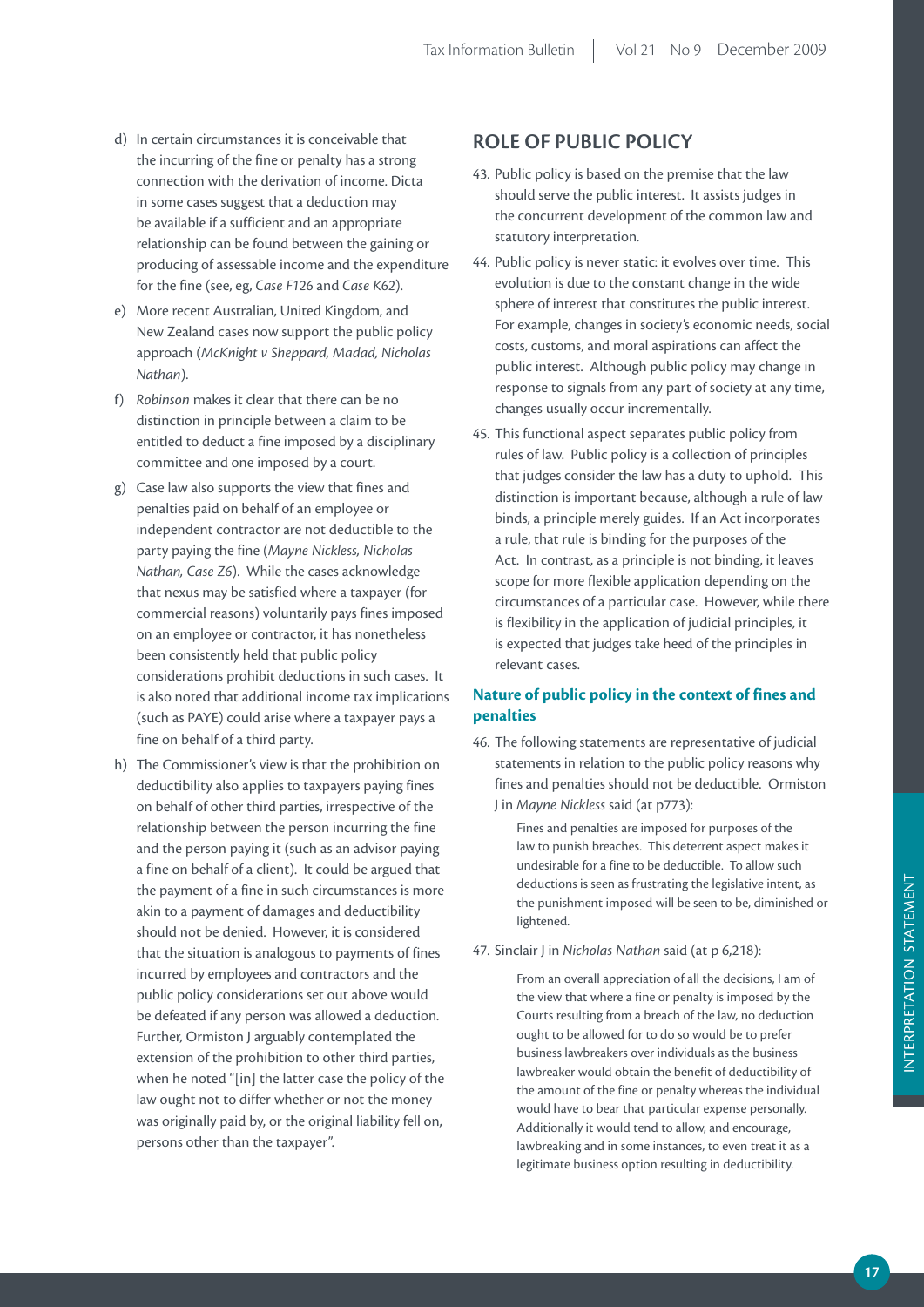d) In certain circumstances it is conceivable that the incurring of the fine or penalty has a strong connection with the derivation of income. Dicta in some cases suggest that a deduction may be available if a sufficient and an appropriate relationship can be found between the gaining or producing of assessable income and the expenditure for the fine (see, eg, *Case F126* and *Case K62*).

e) More recent Australian, United Kingdom, and New Zealand cases now support the public policy approach (*McKnight v Sheppard, Madad, Nicholas Nathan*).

f) *Robinson* makes it clear that there can be no distinction in principle between a claim to be entitled to deduct a fine imposed by a disciplinary committee and one imposed by a court.

g) Case law also supports the view that fines and penalties paid on behalf of an employee or independent contractor are not deductible to the party paying the fine (*Mayne Nickless, Nicholas Nathan, Case Z6*). While the cases acknowledge that nexus may be satisfied where a taxpayer (for commercial reasons) voluntarily pays fines imposed on an employee or contractor, it has nonetheless been consistently held that public policy considerations prohibit deductions in such cases. It is also noted that additional income tax implications (such as PAYE) could arise where a taxpayer pays a fine on behalf of a third party.

h) The Commissioner's view is that the prohibition on deductibility also applies to taxpayers paying fines on behalf of other third parties, irrespective of the relationship between the person incurring the fine and the person paying it (such as an advisor paying a fine on behalf of a client). It could be argued that the payment of a fine in such circumstances is more akin to a payment of damages and deductibility should not be denied. However, it is considered that the situation is analogous to payments of fines incurred by employees and contractors and the public policy considerations set out above would be defeated if any person was allowed a deduction. Further, Ormiston J arguably contemplated the extension of the prohibition to other third parties, when he noted "[in] the latter case the policy of the law ought not to differ whether or not the money was originally paid by, or the original liability fell on, persons other than the taxpayer".

## ROLE OF PUBLIC POLICY

43. Public policy is based on the premise that the law should serve the public interest. It assists judges in the concurrent development of the common law and statutory interpretation.

44. Public policy is never static: it evolves over time. This evolution is due to the constant change in the wide sphere of interest that constitutes the public interest. For example, changes in society's economic needs, social costs, customs, and moral aspirations can affect the public interest. Although public policy may change in response to signals from any part of society at any time, changes usually occur incrementally.

45. This functional aspect separates public policy from rules of law. Public policy is a collection of principles that judges consider the law has a duty to uphold. This distinction is important because, although a rule of law binds, a principle merely guides. If an Act incorporates a rule, that rule is binding for the purposes of the Act. In contrast, as a principle is not binding, it leaves scope for more flexible application depending on the circumstances of a particular case. However, while there is flexibility in the application of judicial principles, it is expected that judges take heed of the principles in relevant cases.

### Nature of public policy in the context of fines and penalties

46. The following statements are representative of judicial statements in relation to the public policy reasons why fines and penalties should not be deductible. Ormiston J in *Mayne Nickless* said (at p773):

> Fines and penalties are imposed for purposes of the law to punish breaches. This deterrent aspect makes it undesirable for a fine to be deductible. To allow such deductions is seen as frustrating the legislative intent, as the punishment imposed will be seen to be, diminished or lightened.

47. Sinclair J in *Nicholas Nathan* said (at p 6,218):

> From an overall appreciation of all the decisions, I am of the view that where a fine or penalty is imposed by the Courts resulting from a breach of the law, no deduction ought to be allowed for to do so would be to prefer business lawbreakers over individuals as the business lawbreaker would obtain the benefit of deductibility of the amount of the fine or penalty whereas the individual would have to bear that particular expense personally. Additionally it would tend to allow, and encourage, lawbreaking and in some instances, to even treat it as a legitimate business option resulting in deductibility.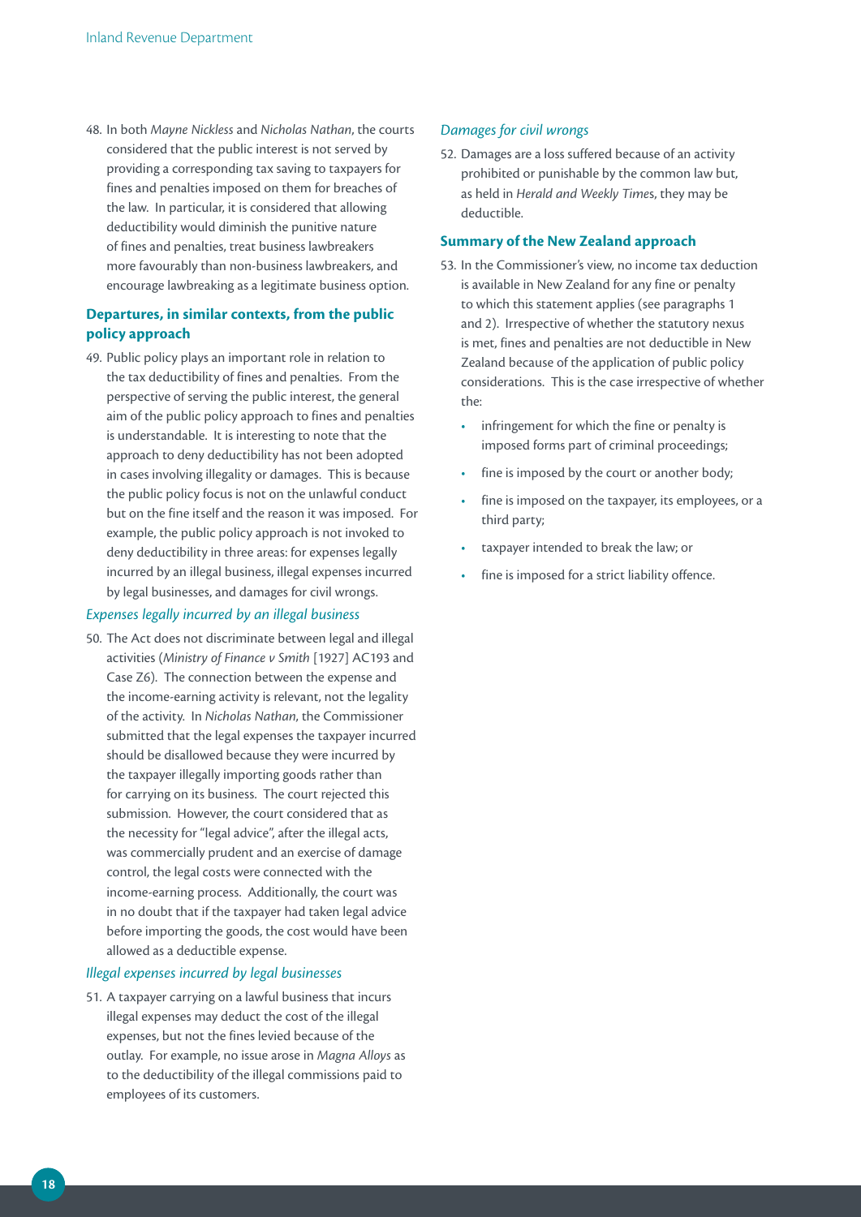48. In both *Mayne Nickless* and *Nicholas Nathan*, the courts considered that the public interest is not served by providing a corresponding tax saving to taxpayers for fines and penalties imposed on them for breaches of the law. In particular, it is considered that allowing deductibility would diminish the punitive nature of fines and penalties, treat business lawbreakers more favourably than non-business lawbreakers, and encourage lawbreaking as a legitimate business option.

### Departures, in similar contexts, from the public policy approach

49. Public policy plays an important role in relation to the tax deductibility of fines and penalties. From the perspective of serving the public interest, the general aim of the public policy approach to fines and penalties is understandable. It is interesting to note that the approach to deny deductibility has not been adopted in cases involving illegality or damages. This is because the public policy focus is not on the unlawful conduct but on the fine itself and the reason it was imposed. For example, the public policy approach is not invoked to deny deductibility in three areas: for expenses legally incurred by an illegal business, illegal expenses incurred by legal businesses, and damages for civil wrongs.

#### *Expenses legally incurred by an illegal business*

50. The Act does not discriminate between legal and illegal activities (*Ministry of Finance v Smith* [1927] AC193 and Case Z6). The connection between the expense and the income-earning activity is relevant, not the legality of the activity. In *Nicholas Nathan*, the Commissioner submitted that the legal expenses the taxpayer incurred should be disallowed because they were incurred by the taxpayer illegally importing goods rather than for carrying on its business. The court rejected this submission. However, the court considered that as the necessity for "legal advice", after the illegal acts, was commercially prudent and an exercise of damage control, the legal costs were connected with the income-earning process. Additionally, the court was in no doubt that if the taxpayer had taken legal advice before importing the goods, the cost would have been allowed as a deductible expense.

#### *Illegal expenses incurred by legal businesses*

51. A taxpayer carrying on a lawful business that incurs illegal expenses may deduct the cost of the illegal expenses, but not the fines levied because of the outlay. For example, no issue arose in *Magna Alloys* as to the deductibility of the illegal commissions paid to employees of its customers.

#### *Damages for civil wrongs*

52. Damages are a loss suffered because of an activity prohibited or punishable by the common law but, as held in *Herald and Weekly Times*, they may be deductible.

### Summary of the New Zealand approach

53. In the Commissioner's view, no income tax deduction is available in New Zealand for any fine or penalty to which this statement applies (see paragraphs 1 and 2). Irrespective of whether the statutory nexus is met, fines and penalties are not deductible in New Zealand because of the application of public policy considerations. This is the case irrespective of whether the:
    - infringement for which the fine or penalty is imposed forms part of criminal proceedings;
    - fine is imposed by the court or another body;
    - fine is imposed on the taxpayer, its employees, or a third party;
    - taxpayer intended to break the law; or
    - fine is imposed for a strict liability offence.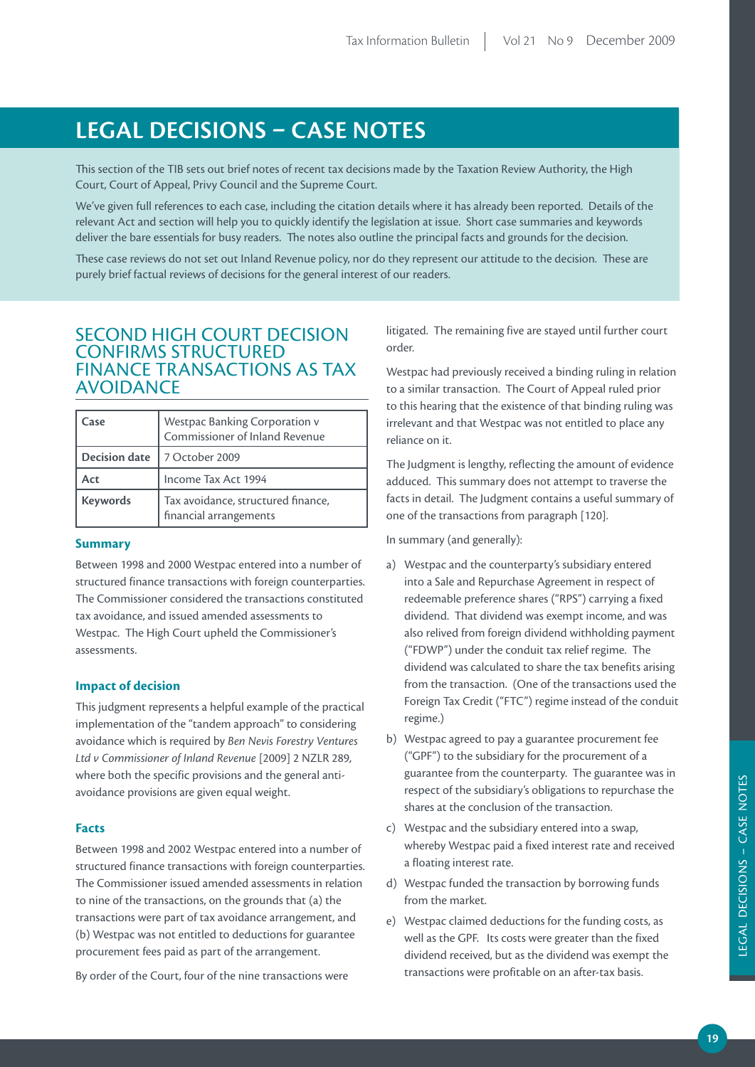# LEGAL DECISIONS – CASE NOTES

This section of the TIB sets out brief notes of recent tax decisions made by the Taxation Review Authority, the High Court, Court of Appeal, Privy Council and the Supreme Court.

We've given full references to each case, including the citation details where it has already been reported. Details of the relevant Act and section will help you to quickly identify the legislation at issue. Short case summaries and keywords deliver the bare essentials for busy readers. The notes also outline the principal facts and grounds for the decision.

These case reviews do not set out Inland Revenue policy, nor do they represent our attitude to the decision. These are purely brief factual reviews of decisions for the general interest of our readers.

## SECOND HIGH COURT DECISION CONFIRMS STRUCTURED FINANCE TRANSACTIONS AS TAX AVOIDANCE

| Case | Westpac Banking Corporation v Commissioner of Inland Revenue |
|---|---|
| Decision date | 7 October 2009 |
| Act | Income Tax Act 1994 |
| Keywords | Tax avoidance, structured finance, financial arrangements |

### Summary

Between 1998 and 2000 Westpac entered into a number of structured finance transactions with foreign counterparties. The Commissioner considered the transactions constituted tax avoidance, and issued amended assessments to Westpac. The High Court upheld the Commissioner's assessments.

### Impact of decision

This judgment represents a helpful example of the practical implementation of the "tandem approach" to considering avoidance which is required by *Ben Nevis Forestry Ventures Ltd v Commissioner of Inland Revenue* [2009] 2 NZLR 289, where both the specific provisions and the general anti-avoidance provisions are given equal weight.

### Facts

Between 1998 and 2002 Westpac entered into a number of structured finance transactions with foreign counterparties. The Commissioner issued amended assessments in relation to nine of the transactions, on the grounds that (a) the transactions were part of tax avoidance arrangement, and (b) Westpac was not entitled to deductions for guarantee procurement fees paid as part of the arrangement.

By order of the Court, four of the nine transactions were litigated. The remaining five are stayed until further court order.

Westpac had previously received a binding ruling in relation to a similar transaction. The Court of Appeal ruled prior to this hearing that the existence of that binding ruling was irrelevant and that Westpac was not entitled to place any reliance on it.

The Judgment is lengthy, reflecting the amount of evidence adduced. This summary does not attempt to traverse the facts in detail. The Judgment contains a useful summary of one of the transactions from paragraph [120].

In summary (and generally):

a) Westpac and the counterparty's subsidiary entered into a Sale and Repurchase Agreement in respect of redeemable preference shares ("RPS") carrying a fixed dividend. That dividend was exempt income, and was also relived from foreign dividend withholding payment ("FDWP") under the conduit tax relief regime. The dividend was calculated to share the tax benefits arising from the transaction. (One of the transactions used the Foreign Tax Credit ("FTC") regime instead of the conduit regime.)

b) Westpac agreed to pay a guarantee procurement fee ("GPF") to the subsidiary for the procurement of a guarantee from the counterparty. The guarantee was in respect of the subsidiary's obligations to repurchase the shares at the conclusion of the transaction.

c) Westpac and the subsidiary entered into a swap, whereby Westpac paid a fixed interest rate and received a floating interest rate.

d) Westpac funded the transaction by borrowing funds from the market.

e) Westpac claimed deductions for the funding costs, as well as the GPF. Its costs were greater than the fixed dividend received, but as the dividend was exempt the transactions were profitable on an after-tax basis.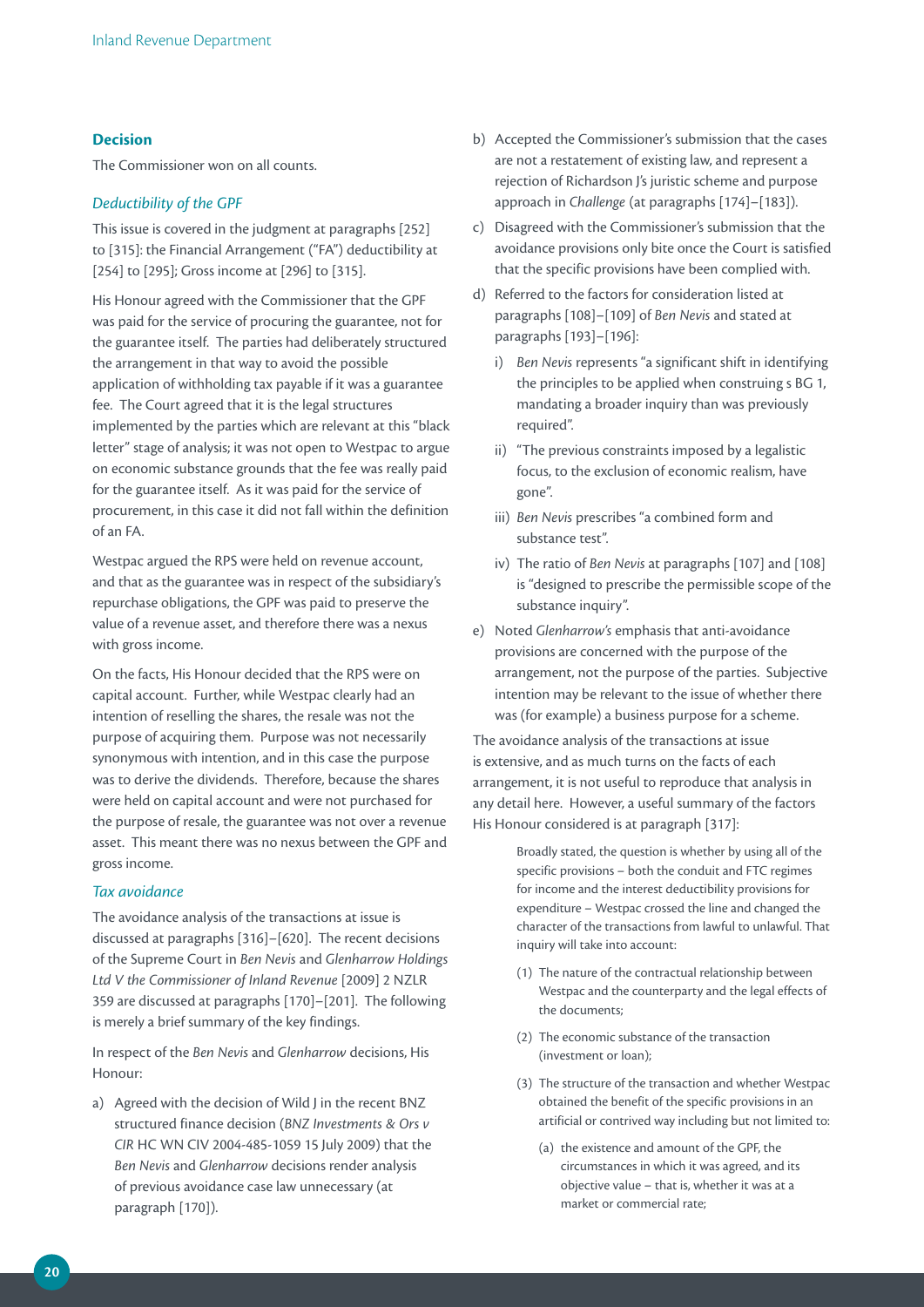### Decision

The Commissioner won on all counts.

#### *Deductibility of the GPF*

This issue is covered in the judgment at paragraphs [252] to [315]: the Financial Arrangement ("FA") deductibility at [254] to [295]; Gross income at [296] to [315].

His Honour agreed with the Commissioner that the GPF was paid for the service of procuring the guarantee, not for the guarantee itself. The parties had deliberately structured the arrangement in that way to avoid the possible application of withholding tax payable if it was a guarantee fee. The Court agreed that it is the legal structures implemented by the parties which are relevant at this "black letter" stage of analysis; it was not open to Westpac to argue on economic substance grounds that the fee was really paid for the guarantee itself. As it was paid for the service of procurement, in this case it did not fall within the definition of an FA.

Westpac argued the RPS were held on revenue account, and that as the guarantee was in respect of the subsidiary's repurchase obligations, the GPF was paid to preserve the value of a revenue asset, and therefore there was a nexus with gross income.

On the facts, His Honour decided that the RPS were on capital account. Further, while Westpac clearly had an intention of reselling the shares, the resale was not the purpose of acquiring them. Purpose was not necessarily synonymous with intention, and in this case the purpose was to derive the dividends. Therefore, because the shares were held on capital account and were not purchased for the purpose of resale, the guarantee was not over a revenue asset. This meant there was no nexus between the GPF and gross income.

#### *Tax avoidance*

The avoidance analysis of the transactions at issue is discussed at paragraphs [316]–[620]. The recent decisions of the Supreme Court in *Ben Nevis* and *Glenharrow Holdings Ltd V the Commissioner of Inland Revenue* [2009] 2 NZLR 359 are discussed at paragraphs [170]–[201]. The following is merely a brief summary of the key findings.

In respect of the *Ben Nevis* and *Glenharrow* decisions, His Honour:

a) Agreed with the decision of Wild J in the recent BNZ structured finance decision (*BNZ Investments & Ors v CIR* HC WN CIV 2004-485-1059 15 July 2009) that the *Ben Nevis* and *Glenharrow* decisions render analysis of previous avoidance case law unnecessary (at paragraph [170]).

b) Accepted the Commissioner's submission that the cases are not a restatement of existing law, and represent a rejection of Richardson J's juristic scheme and purpose approach in *Challenge* (at paragraphs [174]–[183]).

c) Disagreed with the Commissioner's submission that the avoidance provisions only bite once the Court is satisfied that the specific provisions have been complied with.

d) Referred to the factors for consideration listed at paragraphs [108]–[109] of *Ben Nevis* and stated at paragraphs [193]–[196]:

   i) *Ben Nevis* represents "a significant shift in identifying the principles to be applied when construing s BG 1, mandating a broader inquiry than was previously required".

   ii) "The previous constraints imposed by a legalistic focus, to the exclusion of economic realism, have gone".

   iii) *Ben Nevis* prescribes "a combined form and substance test".

   iv) The ratio of *Ben Nevis* at paragraphs [107] and [108] is "designed to prescribe the permissible scope of the substance inquiry".

e) Noted *Glenharrow's* emphasis that anti-avoidance provisions are concerned with the purpose of the arrangement, not the purpose of the parties. Subjective intention may be relevant to the issue of whether there was (for example) a business purpose for a scheme.

The avoidance analysis of the transactions at issue is extensive, and as much turns on the facts of each arrangement, it is not useful to reproduce that analysis in any detail here. However, a useful summary of the factors His Honour considered is at paragraph [317]:

> Broadly stated, the question is whether by using all of the specific provisions – both the conduit and FTC regimes for income and the interest deductibility provisions for expenditure – Westpac crossed the line and changed the character of the transactions from lawful to unlawful. That inquiry will take into account:
>
> (1) The nature of the contractual relationship between Westpac and the counterparty and the legal effects of the documents;
>
> (2) The economic substance of the transaction (investment or loan);
>
> (3) The structure of the transaction and whether Westpac obtained the benefit of the specific provisions in an artificial or contrived way including but not limited to:
>
>    (a) the existence and amount of the GPF, the circumstances in which it was agreed, and its objective value – that is, whether it was at a market or commercial rate;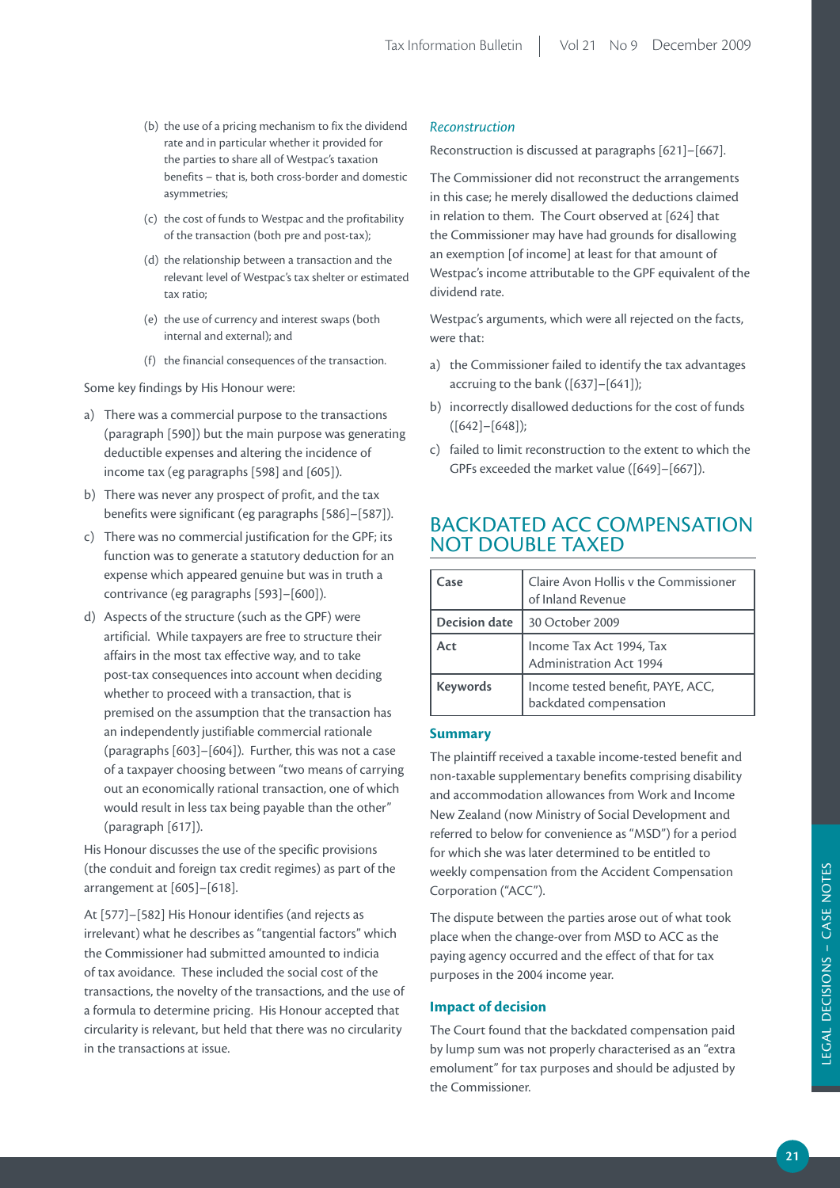(b) the use of a pricing mechanism to fix the dividend rate and in particular whether it provided for the parties to share all of Westpac's taxation benefits – that is, both cross-border and domestic asymmetries;

(c) the cost of funds to Westpac and the profitability of the transaction (both pre and post-tax);

(d) the relationship between a transaction and the relevant level of Westpac's tax shelter or estimated tax ratio;

(e) the use of currency and interest swaps (both internal and external); and

(f) the financial consequences of the transaction.

Some key findings by His Honour were:

a) There was a commercial purpose to the transactions (paragraph [590]) but the main purpose was generating deductible expenses and altering the incidence of income tax (eg paragraphs [598] and [605]).

b) There was never any prospect of profit, and the tax benefits were significant (eg paragraphs [586]–[587]).

c) There was no commercial justification for the GPF; its function was to generate a statutory deduction for an expense which appeared genuine but was in truth a contrivance (eg paragraphs [593]–[600]).

d) Aspects of the structure (such as the GPF) were artificial. While taxpayers are free to structure their affairs in the most tax effective way, and to take post-tax consequences into account when deciding whether to proceed with a transaction, that is premised on the assumption that the transaction has an independently justifiable commercial rationale (paragraphs [603]–[604]). Further, this was not a case of a taxpayer choosing between "two means of carrying out an economically rational transaction, one of which would result in less tax being payable than the other" (paragraph [617]).

His Honour discusses the use of the specific provisions (the conduit and foreign tax credit regimes) as part of the arrangement at [605]–[618].

At [577]–[582] His Honour identifies (and rejects as irrelevant) what he describes as "tangential factors" which the Commissioner had submitted amounted to indicia of tax avoidance. These included the social cost of the transactions, the novelty of the transactions, and the use of a formula to determine pricing. His Honour accepted that circularity is relevant, but held that there was no circularity in the transactions at issue.

*Reconstruction*

Reconstruction is discussed at paragraphs [621]–[667].

The Commissioner did not reconstruct the arrangements in this case; he merely disallowed the deductions claimed in relation to them. The Court observed at [624] that the Commissioner may have had grounds for disallowing an exemption [of income] at least for that amount of Westpac's income attributable to the GPF equivalent of the dividend rate.

Westpac's arguments, which were all rejected on the facts, were that:

a) the Commissioner failed to identify the tax advantages accruing to the bank ([637]–[641]);

b) incorrectly disallowed deductions for the cost of funds ([642]–[648]);

c) failed to limit reconstruction to the extent to which the GPFs exceeded the market value ([649]–[667]).

## BACKDATED ACC COMPENSATION NOT DOUBLE TAXED

| Case | Claire Avon Hollis v the Commissioner of Inland Revenue |
|---|---|
| Decision date | 30 October 2009 |
| Act | Income Tax Act 1994, Tax Administration Act 1994 |
| Keywords | Income tested benefit, PAYE, ACC, backdated compensation |

### Summary

The plaintiff received a taxable income-tested benefit and non-taxable supplementary benefits comprising disability and accommodation allowances from Work and Income New Zealand (now Ministry of Social Development and referred to below for convenience as "MSD") for a period for which she was later determined to be entitled to weekly compensation from the Accident Compensation Corporation ("ACC").

The dispute between the parties arose out of what took place when the change-over from MSD to ACC as the paying agency occurred and the effect of that for tax purposes in the 2004 income year.

### Impact of decision

The Court found that the backdated compensation paid by lump sum was not properly characterised as an "extra emolument" for tax purposes and should be adjusted by the Commissioner.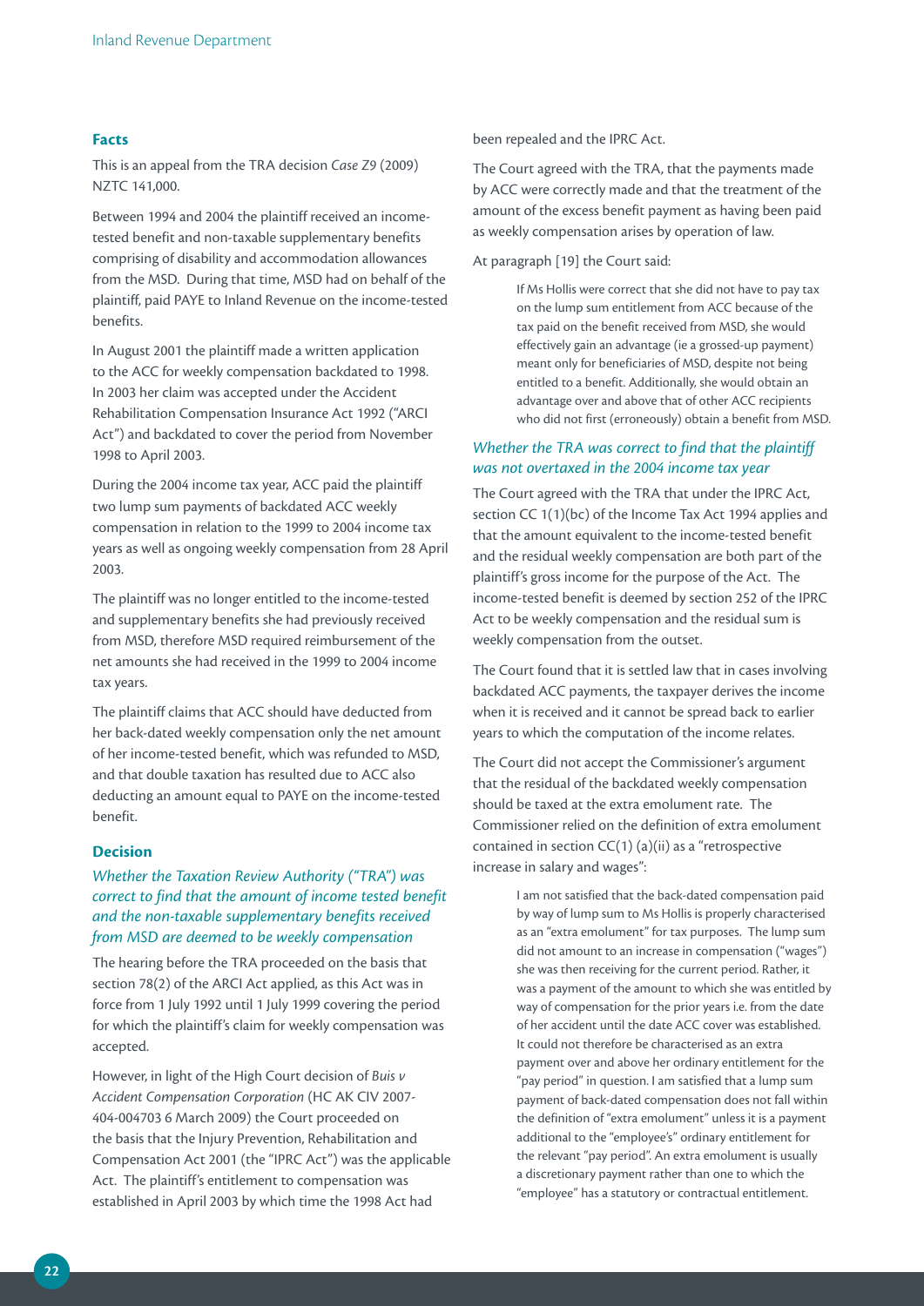### Facts

This is an appeal from the TRA decision *Case Z9* (2009) NZTC 141,000.

Between 1994 and 2004 the plaintiff received an income-tested benefit and non-taxable supplementary benefits comprising of disability and accommodation allowances from the MSD. During that time, MSD had on behalf of the plaintiff, paid PAYE to Inland Revenue on the income-tested benefits.

In August 2001 the plaintiff made a written application to the ACC for weekly compensation backdated to 1998. In 2003 her claim was accepted under the Accident Rehabilitation Compensation Insurance Act 1992 ("ARCI Act") and backdated to cover the period from November 1998 to April 2003.

During the 2004 income tax year, ACC paid the plaintiff two lump sum payments of backdated ACC weekly compensation in relation to the 1999 to 2004 income tax years as well as ongoing weekly compensation from 28 April 2003.

The plaintiff was no longer entitled to the income-tested and supplementary benefits she had previously received from MSD, therefore MSD required reimbursement of the net amounts she had received in the 1999 to 2004 income tax years.

The plaintiff claims that ACC should have deducted from her back-dated weekly compensation only the net amount of her income-tested benefit, which was refunded to MSD, and that double taxation has resulted due to ACC also deducting an amount equal to PAYE on the income-tested benefit.

### Decision

#### *Whether the Taxation Review Authority ("TRA") was correct to find that the amount of income tested benefit and the non-taxable supplementary benefits received from MSD are deemed to be weekly compensation*

The hearing before the TRA proceeded on the basis that section 78(2) of the ARCI Act applied, as this Act was in force from 1 July 1992 until 1 July 1999 covering the period for which the plaintiff's claim for weekly compensation was accepted.

However, in light of the High Court decision of *Buis v Accident Compensation Corporation* (HC AK CIV 2007-404-004703 6 March 2009) the Court proceeded on the basis that the Injury Prevention, Rehabilitation and Compensation Act 2001 (the "IPRC Act") was the applicable Act. The plaintiff's entitlement to compensation was established in April 2003 by which time the 1998 Act had been repealed and the IPRC Act.

The Court agreed with the TRA, that the payments made by ACC were correctly made and that the treatment of the amount of the excess benefit payment as having been paid as weekly compensation arises by operation of law.

At paragraph [19] the Court said:

> If Ms Hollis were correct that she did not have to pay tax on the lump sum entitlement from ACC because of the tax paid on the benefit received from MSD, she would effectively gain an advantage (ie a grossed-up payment) meant only for beneficiaries of MSD, despite not being entitled to a benefit. Additionally, she would obtain an advantage over and above that of other ACC recipients who did not first (erroneously) obtain a benefit from MSD.

#### *Whether the TRA was correct to find that the plaintiff was not overtaxed in the 2004 income tax year*

The Court agreed with the TRA that under the IPRC Act, section CC 1(1)(bc) of the Income Tax Act 1994 applies and that the amount equivalent to the income-tested benefit and the residual weekly compensation are both part of the plaintiff's gross income for the purpose of the Act. The income-tested benefit is deemed by section 252 of the IPRC Act to be weekly compensation and the residual sum is weekly compensation from the outset.

The Court found that it is settled law that in cases involving backdated ACC payments, the taxpayer derives the income when it is received and it cannot be spread back to earlier years to which the computation of the income relates.

The Court did not accept the Commissioner's argument that the residual of the backdated weekly compensation should be taxed at the extra emolument rate. The Commissioner relied on the definition of extra emolument contained in section CC(1) (a)(ii) as a "retrospective increase in salary and wages":

> I am not satisfied that the back-dated compensation paid by way of lump sum to Ms Hollis is properly characterised as an "extra emolument" for tax purposes. The lump sum did not amount to an increase in compensation ("wages") she was then receiving for the current period. Rather, it was a payment of the amount to which she was entitled by way of compensation for the prior years i.e. from the date of her accident until the date ACC cover was established. It could not therefore be characterised as an extra payment over and above her ordinary entitlement for the "pay period" in question. I am satisfied that a lump sum payment of back-dated compensation does not fall within the definition of "extra emolument" unless it is a payment additional to the "employee's" ordinary entitlement for the relevant "pay period". An extra emolument is usually a discretionary payment rather than one to which the "employee" has a statutory or contractual entitlement.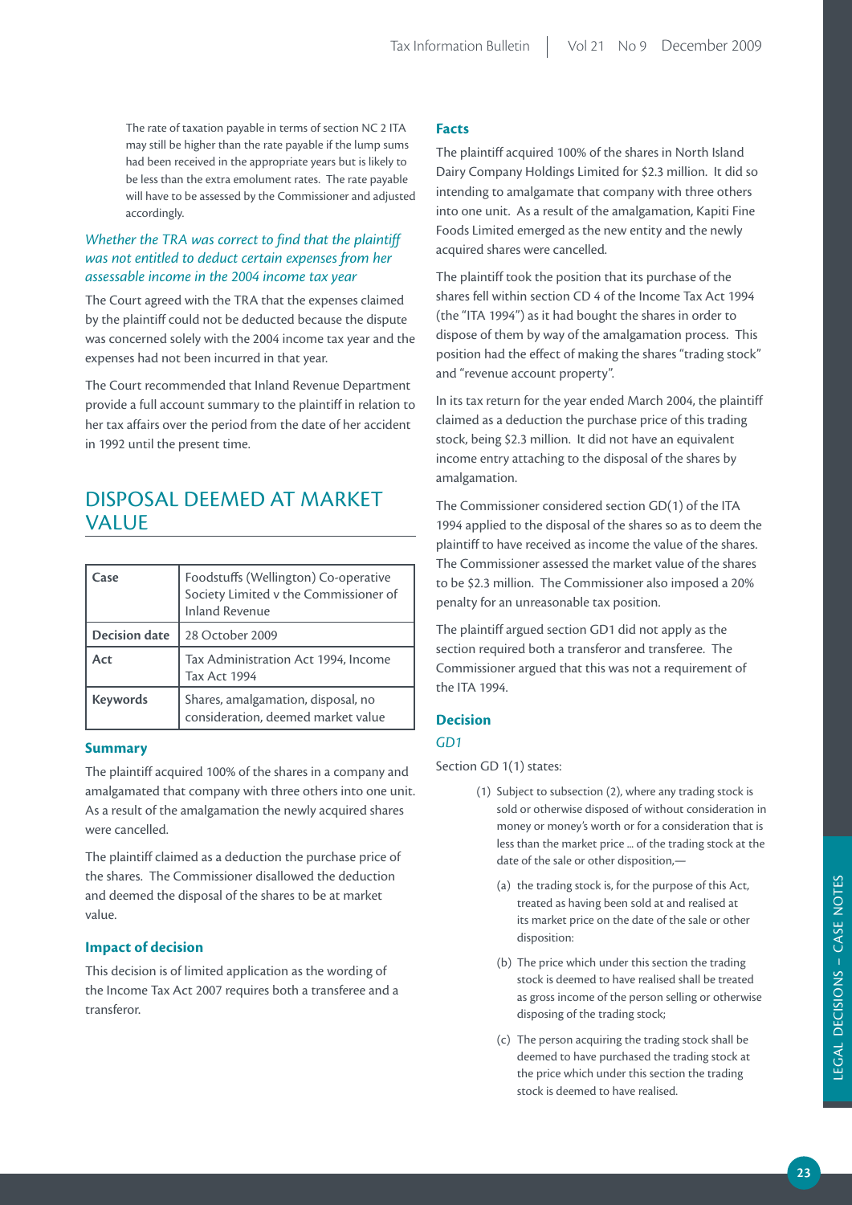> The rate of taxation payable in terms of section NC 2 ITA may still be higher than the rate payable if the lump sums had been received in the appropriate years but is likely to be less than the extra emolument rates. The rate payable will have to be assessed by the Commissioner and adjusted accordingly.

### *Whether the TRA was correct to find that the plaintiff was not entitled to deduct certain expenses from her assessable income in the 2004 income tax year*

The Court agreed with the TRA that the expenses claimed by the plaintiff could not be deducted because the dispute was concerned solely with the 2004 income tax year and the expenses had not been incurred in that year.

The Court recommended that Inland Revenue Department provide a full account summary to the plaintiff in relation to her tax affairs over the period from the date of her accident in 1992 until the present time.

## DISPOSAL DEEMED AT MARKET VALUE

| | |
|---|---|
| **Case** | Foodstuffs (Wellington) Co-operative Society Limited v the Commissioner of Inland Revenue |
| **Decision date** | 28 October 2009 |
| **Act** | Tax Administration Act 1994, Income Tax Act 1994 |
| **Keywords** | Shares, amalgamation, disposal, no consideration, deemed market value |

### Summary

The plaintiff acquired 100% of the shares in a company and amalgamated that company with three others into one unit. As a result of the amalgamation the newly acquired shares were cancelled.

The plaintiff claimed as a deduction the purchase price of the shares. The Commissioner disallowed the deduction and deemed the disposal of the shares to be at market value.

### Impact of decision

This decision is of limited application as the wording of the Income Tax Act 2007 requires both a transferee and a transferor.

### Facts

The plaintiff acquired 100% of the shares in North Island Dairy Company Holdings Limited for $2.3 million. It did so intending to amalgamate that company with three others into one unit. As a result of the amalgamation, Kapiti Fine Foods Limited emerged as the new entity and the newly acquired shares were cancelled.

The plaintiff took the position that its purchase of the shares fell within section CD 4 of the Income Tax Act 1994 (the "ITA 1994") as it had bought the shares in order to dispose of them by way of the amalgamation process. This position had the effect of making the shares "trading stock" and "revenue account property".

In its tax return for the year ended March 2004, the plaintiff claimed as a deduction the purchase price of this trading stock, being $2.3 million. It did not have an equivalent income entry attaching to the disposal of the shares by amalgamation.

The Commissioner considered section GD(1) of the ITA 1994 applied to the disposal of the shares so as to deem the plaintiff to have received as income the value of the shares. The Commissioner assessed the market value of the shares to be $2.3 million. The Commissioner also imposed a 20% penalty for an unreasonable tax position.

The plaintiff argued section GD1 did not apply as the section required both a transferor and transferee. The Commissioner argued that this was not a requirement of the ITA 1994.

### Decision

#### *GD1*

Section GD 1(1) states:

> (1) Subject to subsection (2), where any trading stock is sold or otherwise disposed of without consideration in money or money's worth or for a consideration that is less than the market price ... of the trading stock at the date of the sale or other disposition,—
>
> (a) the trading stock is, for the purpose of this Act, treated as having been sold at and realised at its market price on the date of the sale or other disposition:
>
> (b) The price which under this section the trading stock is deemed to have realised shall be treated as gross income of the person selling or otherwise disposing of the trading stock;
>
> (c) The person acquiring the trading stock shall be deemed to have purchased the trading stock at the price which under this section the trading stock is deemed to have realised.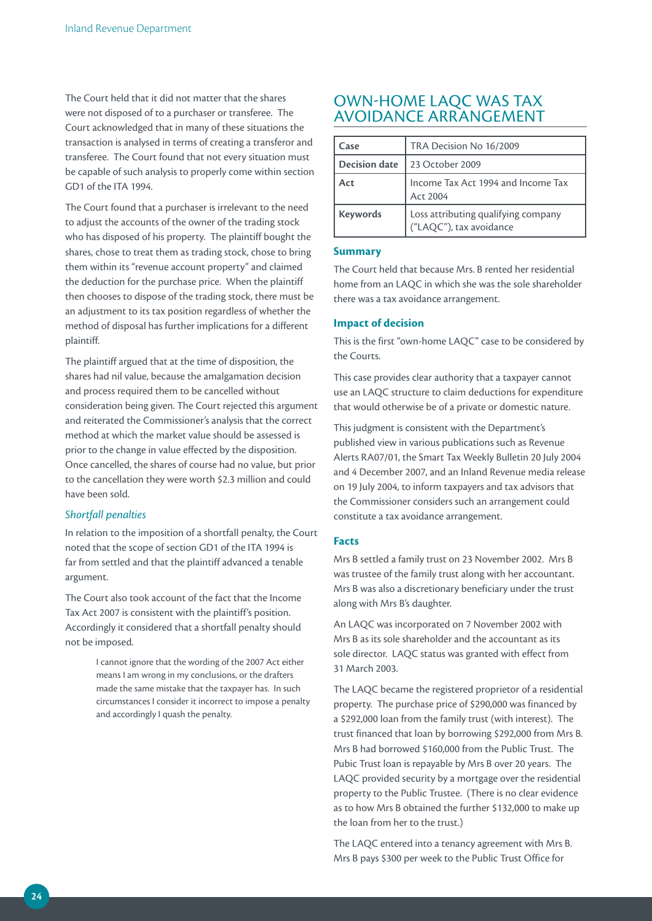The Court held that it did not matter that the shares were not disposed of to a purchaser or transferee. The Court acknowledged that in many of these situations the transaction is analysed in terms of creating a transferor and transferee. The Court found that not every situation must be capable of such analysis to properly come within section GD1 of the ITA 1994.

The Court found that a purchaser is irrelevant to the need to adjust the accounts of the owner of the trading stock who has disposed of his property. The plaintiff bought the shares, chose to treat them as trading stock, chose to bring them within its "revenue account property" and claimed the deduction for the purchase price. When the plaintiff then chooses to dispose of the trading stock, there must be an adjustment to its tax position regardless of whether the method of disposal has further implications for a different plaintiff.

The plaintiff argued that at the time of disposition, the shares had nil value, because the amalgamation decision and process required them to be cancelled without consideration being given. The Court rejected this argument and reiterated the Commissioner's analysis that the correct method at which the market value should be assessed is prior to the change in value effected by the disposition. Once cancelled, the shares of course had no value, but prior to the cancellation they were worth $2.3 million and could have been sold.

### *Shortfall penalties*

In relation to the imposition of a shortfall penalty, the Court noted that the scope of section GD1 of the ITA 1994 is far from settled and that the plaintiff advanced a tenable argument.

The Court also took account of the fact that the Income Tax Act 2007 is consistent with the plaintiff's position. Accordingly it considered that a shortfall penalty should not be imposed.

> I cannot ignore that the wording of the 2007 Act either means I am wrong in my conclusions, or the drafters made the same mistake that the taxpayer has. In such circumstances I consider it incorrect to impose a penalty and accordingly I quash the penalty.

## OWN-HOME LAQC WAS TAX AVOIDANCE ARRANGEMENT

| Case | TRA Decision No 16/2009 |
| --- | --- |
| Decision date | 23 October 2009 |
| Act | Income Tax Act 1994 and Income Tax Act 2004 |
| Keywords | Loss attributing qualifying company ("LAQC"), tax avoidance |

### Summary

The Court held that because Mrs. B rented her residential home from an LAQC in which she was the sole shareholder there was a tax avoidance arrangement.

### Impact of decision

This is the first "own-home LAQC" case to be considered by the Courts.

This case provides clear authority that a taxpayer cannot use an LAQC structure to claim deductions for expenditure that would otherwise be of a private or domestic nature.

This judgment is consistent with the Department's published view in various publications such as Revenue Alerts RA07/01, the Smart Tax Weekly Bulletin 20 July 2004 and 4 December 2007, and an Inland Revenue media release on 19 July 2004, to inform taxpayers and tax advisors that the Commissioner considers such an arrangement could constitute a tax avoidance arrangement.

### Facts

Mrs B settled a family trust on 23 November 2002. Mrs B was trustee of the family trust along with her accountant. Mrs B was also a discretionary beneficiary under the trust along with Mrs B's daughter.

An LAQC was incorporated on 7 November 2002 with Mrs B as its sole shareholder and the accountant as its sole director. LAQC status was granted with effect from 31 March 2003.

The LAQC became the registered proprietor of a residential property. The purchase price of $290,000 was financed by a $292,000 loan from the family trust (with interest). The trust financed that loan by borrowing $292,000 from Mrs B. Mrs B had borrowed $160,000 from the Public Trust. The Pubic Trust loan is repayable by Mrs B over 20 years. The LAQC provided security by a mortgage over the residential property to the Public Trustee. (There is no clear evidence as to how Mrs B obtained the further $132,000 to make up the loan from her to the trust.)

The LAQC entered into a tenancy agreement with Mrs B. Mrs B pays $300 per week to the Public Trust Office for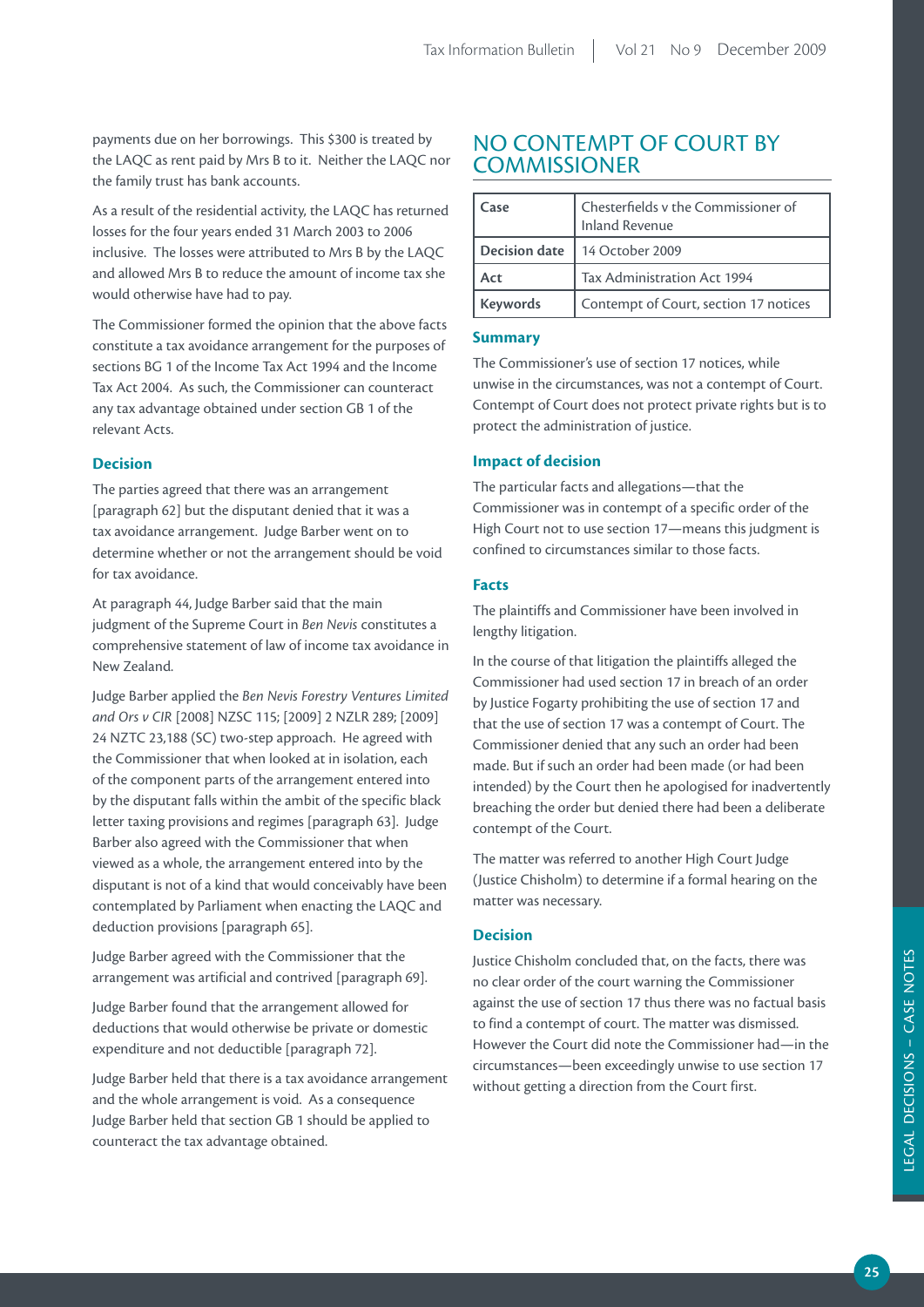payments due on her borrowings. This $300 is treated by the LAQC as rent paid by Mrs B to it. Neither the LAQC nor the family trust has bank accounts.

As a result of the residential activity, the LAQC has returned losses for the four years ended 31 March 2003 to 2006 inclusive. The losses were attributed to Mrs B by the LAQC and allowed Mrs B to reduce the amount of income tax she would otherwise have had to pay.

The Commissioner formed the opinion that the above facts constitute a tax avoidance arrangement for the purposes of sections BG 1 of the Income Tax Act 1994 and the Income Tax Act 2004. As such, the Commissioner can counteract any tax advantage obtained under section GB 1 of the relevant Acts.

### Decision

The parties agreed that there was an arrangement [paragraph 62] but the disputant denied that it was a tax avoidance arrangement. Judge Barber went on to determine whether or not the arrangement should be void for tax avoidance.

At paragraph 44, Judge Barber said that the main judgment of the Supreme Court in *Ben Nevis* constitutes a comprehensive statement of law of income tax avoidance in New Zealand.

Judge Barber applied the *Ben Nevis Forestry Ventures Limited and Ors v CIR* [2008] NZSC 115; [2009] 2 NZLR 289; [2009] 24 NZTC 23,188 (SC) two-step approach. He agreed with the Commissioner that when looked at in isolation, each of the component parts of the arrangement entered into by the disputant falls within the ambit of the specific black letter taxing provisions and regimes [paragraph 63]. Judge Barber also agreed with the Commissioner that when viewed as a whole, the arrangement entered into by the disputant is not of a kind that would conceivably have been contemplated by Parliament when enacting the LAQC and deduction provisions [paragraph 65].

Judge Barber agreed with the Commissioner that the arrangement was artificial and contrived [paragraph 69].

Judge Barber found that the arrangement allowed for deductions that would otherwise be private or domestic expenditure and not deductible [paragraph 72].

Judge Barber held that there is a tax avoidance arrangement and the whole arrangement is void. As a consequence Judge Barber held that section GB 1 should be applied to counteract the tax advantage obtained.

## NO CONTEMPT OF COURT BY COMMISSIONER

| | |
|---|---|
| **Case** | Chesterfields v the Commissioner of Inland Revenue |
| **Decision date** | 14 October 2009 |
| **Act** | Tax Administration Act 1994 |
| **Keywords** | Contempt of Court, section 17 notices |

### Summary

The Commissioner's use of section 17 notices, while unwise in the circumstances, was not a contempt of Court. Contempt of Court does not protect private rights but is to protect the administration of justice.

### Impact of decision

The particular facts and allegations—that the Commissioner was in contempt of a specific order of the High Court not to use section 17—means this judgment is confined to circumstances similar to those facts.

### Facts

The plaintiffs and Commissioner have been involved in lengthy litigation.

In the course of that litigation the plaintiffs alleged the Commissioner had used section 17 in breach of an order by Justice Fogarty prohibiting the use of section 17 and that the use of section 17 was a contempt of Court. The Commissioner denied that any such an order had been made. But if such an order had been made (or had been intended) by the Court then he apologised for inadvertently breaching the order but denied there had been a deliberate contempt of the Court.

The matter was referred to another High Court Judge (Justice Chisholm) to determine if a formal hearing on the matter was necessary.

### Decision

Justice Chisholm concluded that, on the facts, there was no clear order of the court warning the Commissioner against the use of section 17 thus there was no factual basis to find a contempt of court. The matter was dismissed. However the Court did note the Commissioner had—in the circumstances—been exceedingly unwise to use section 17 without getting a direction from the Court first.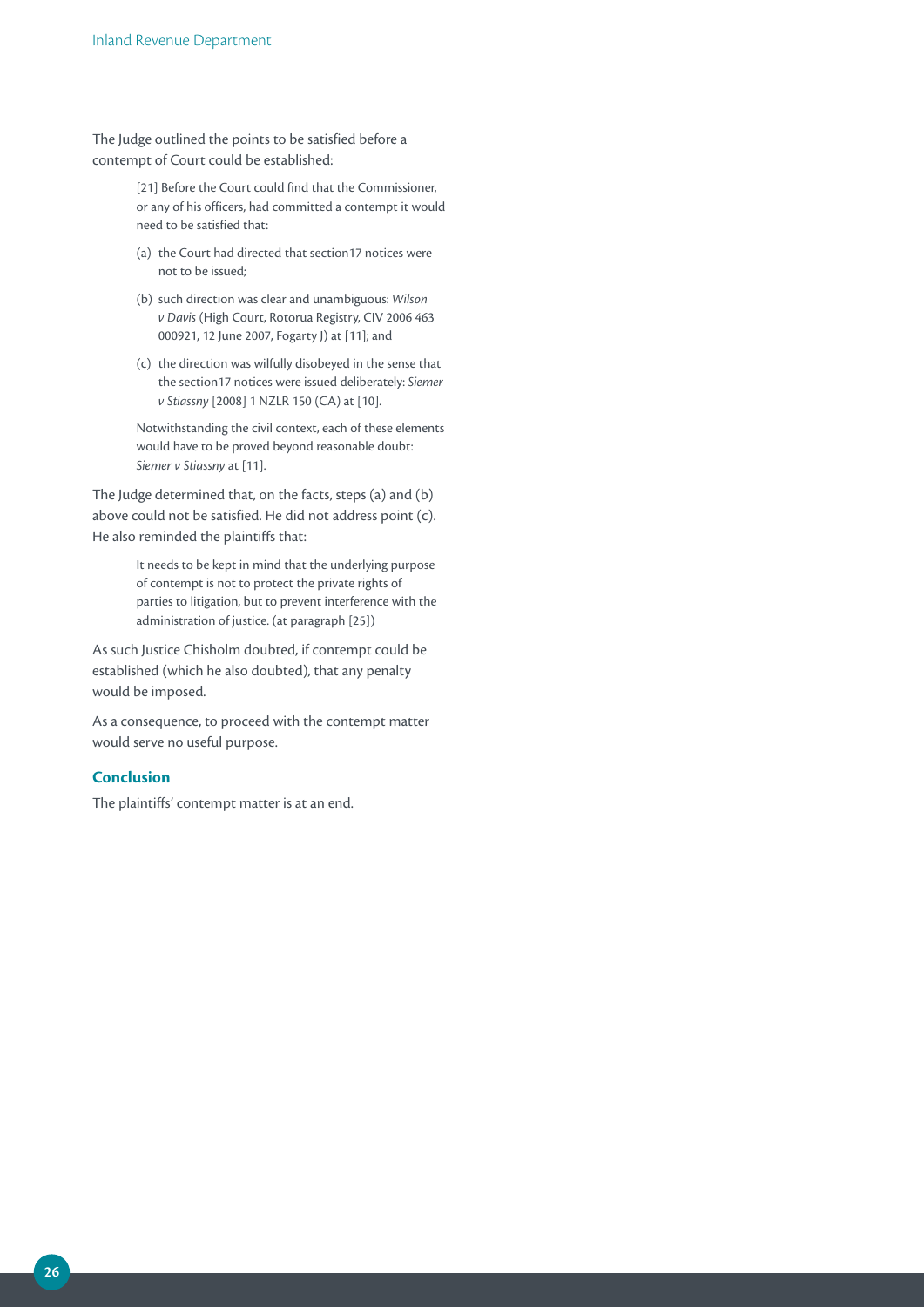The Judge outlined the points to be satisfied before a contempt of Court could be established:

> [21] Before the Court could find that the Commissioner, or any of his officers, had committed a contempt it would need to be satisfied that:
>
> (a) the Court had directed that section17 notices were not to be issued;
>
> (b) such direction was clear and unambiguous: *Wilson v Davis* (High Court, Rotorua Registry, CIV 2006 463 000921, 12 June 2007, Fogarty J) at [11]; and
>
> (c) the direction was wilfully disobeyed in the sense that the section17 notices were issued deliberately: *Siemer v Stiassny* [2008] 1 NZLR 150 (CA) at [10].
>
> Notwithstanding the civil context, each of these elements would have to be proved beyond reasonable doubt: *Siemer v Stiassny* at [11].

The Judge determined that, on the facts, steps (a) and (b) above could not be satisfied. He did not address point (c). He also reminded the plaintiffs that:

> It needs to be kept in mind that the underlying purpose of contempt is not to protect the private rights of parties to litigation, but to prevent interference with the administration of justice. (at paragraph [25])

As such Justice Chisholm doubted, if contempt could be established (which he also doubted), that any penalty would be imposed.

As a consequence, to proceed with the contempt matter would serve no useful purpose.

### Conclusion

The plaintiffs' contempt matter is at an end.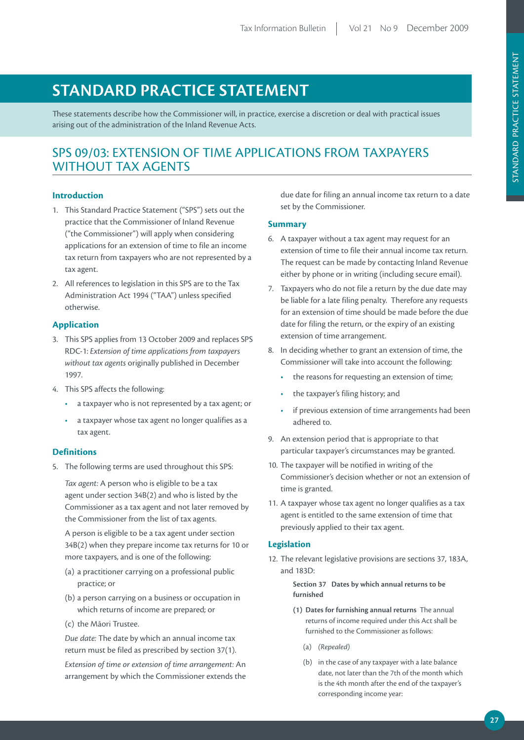# STANDARD PRACTICE STATEMENT

These statements describe how the Commissioner will, in practice, exercise a discretion or deal with practical issues arising out of the administration of the Inland Revenue Acts.

## SPS 09/03: EXTENSION OF TIME APPLICATIONS FROM TAXPAYERS WITHOUT TAX AGENTS

### Introduction

1. This Standard Practice Statement ("SPS") sets out the practice that the Commissioner of Inland Revenue ("the Commissioner") will apply when considering applications for an extension of time to file an income tax return from taxpayers who are not represented by a tax agent.
2. All references to legislation in this SPS are to the Tax Administration Act 1994 ("TAA") unless specified otherwise.

### Application

3. This SPS applies from 13 October 2009 and replaces SPS RDC-1: *Extension of time applications from taxpayers without tax agents* originally published in December 1997.
4. This SPS affects the following:
   - a taxpayer who is not represented by a tax agent; or
   - a taxpayer whose tax agent no longer qualifies as a tax agent.

### Definitions

5. The following terms are used throughout this SPS:

   *Tax agent:* A person who is eligible to be a tax agent under section 34B(2) and who is listed by the Commissioner as a tax agent and not later removed by the Commissioner from the list of tax agents.

   A person is eligible to be a tax agent under section 34B(2) when they prepare income tax returns for 10 or more taxpayers, and is one of the following:

   (a) a practitioner carrying on a professional public practice; or

   (b) a person carrying on a business or occupation in which returns of income are prepared; or

   (c) the Māori Trustee.

   *Due date:* The date by which an annual income tax return must be filed as prescribed by section 37(1).

   *Extension of time or extension of time arrangement:* An arrangement by which the Commissioner extends the due date for filing an annual income tax return to a date set by the Commissioner.

### Summary

6. A taxpayer without a tax agent may request for an extension of time to file their annual income tax return. The request can be made by contacting Inland Revenue either by phone or in writing (including secure email).
7. Taxpayers who do not file a return by the due date may be liable for a late filing penalty. Therefore any requests for an extension of time should be made before the due date for filing the return, or the expiry of an existing extension of time arrangement.
8. In deciding whether to grant an extension of time, the Commissioner will take into account the following:
   - the reasons for requesting an extension of time;
   - the taxpayer's filing history; and
   - if previous extension of time arrangements had been adhered to.
9. An extension period that is appropriate to that particular taxpayer's circumstances may be granted.
10. The taxpayer will be notified in writing of the Commissioner's decision whether or not an extension of time is granted.
11. A taxpayer whose tax agent no longer qualifies as a tax agent is entitled to the same extension of time that previously applied to their tax agent.

### Legislation

12. The relevant legislative provisions are sections 37, 183A, and 183D:

    **Section 37 Dates by which annual returns to be furnished**

    **(1) Dates for furnishing annual returns** The annual returns of income required under this Act shall be furnished to the Commissioner as follows:

    (a) *(Repealed)*

    (b) in the case of any taxpayer with a late balance date, not later than the 7th of the month which is the 4th month after the end of the taxpayer's corresponding income year: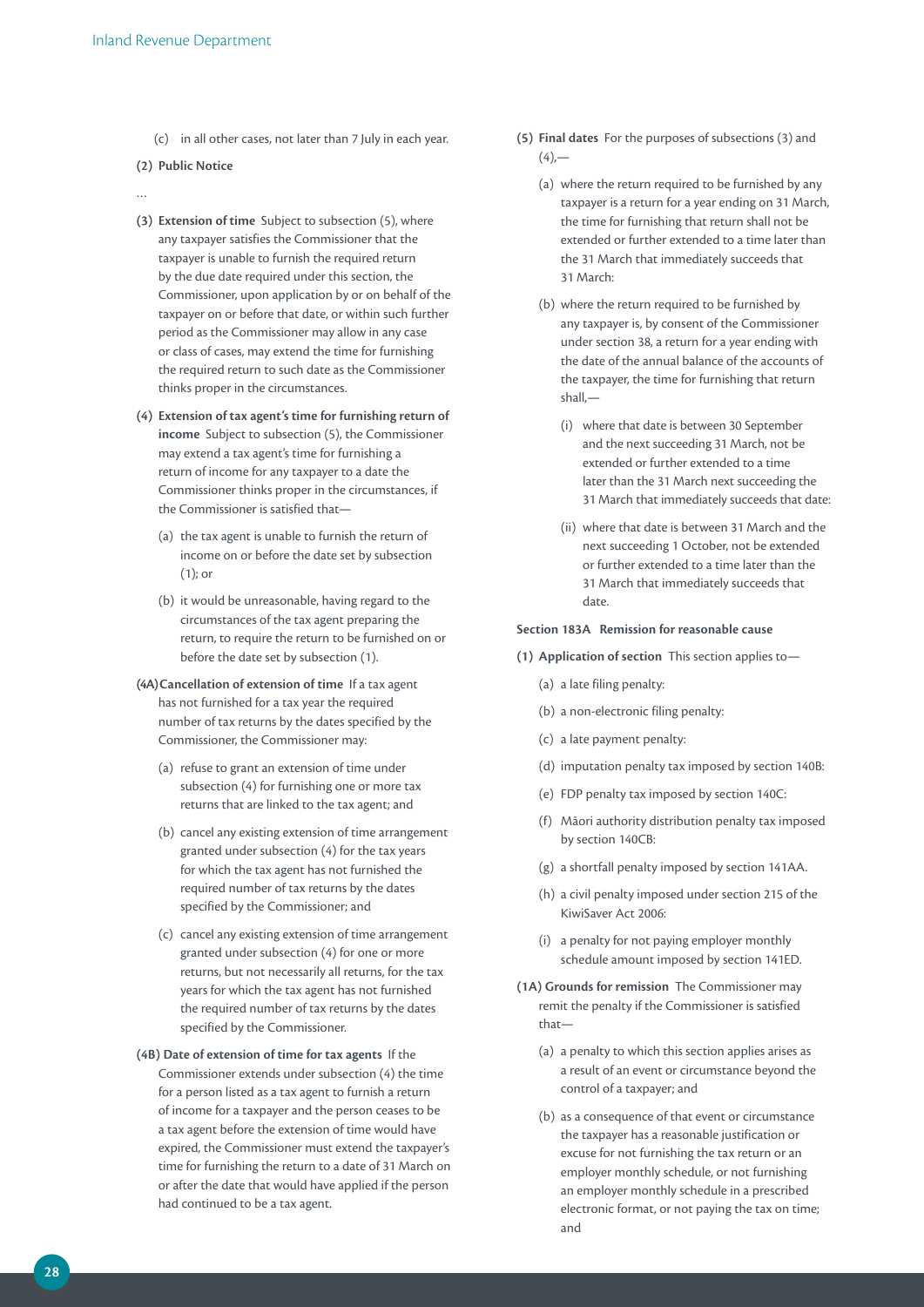(c) in all other cases, not later than 7 July in each year.

**(2) Public Notice**

…

**(3) Extension of time** Subject to subsection (5), where any taxpayer satisfies the Commissioner that the taxpayer is unable to furnish the required return by the due date required under this section, the Commissioner, upon application by or on behalf of the taxpayer on or before that date, or within such further period as the Commissioner may allow in any case or class of cases, may extend the time for furnishing the required return to such date as the Commissioner thinks proper in the circumstances.

**(4) Extension of tax agent's time for furnishing return of income** Subject to subsection (5), the Commissioner may extend a tax agent's time for furnishing a return of income for any taxpayer to a date the Commissioner thinks proper in the circumstances, if the Commissioner is satisfied that—

(a) the tax agent is unable to furnish the return of income on or before the date set by subsection (1); or

(b) it would be unreasonable, having regard to the circumstances of the tax agent preparing the return, to require the return to be furnished on or before the date set by subsection (1).

**(4A) Cancellation of extension of time** If a tax agent has not furnished for a tax year the required number of tax returns by the dates specified by the Commissioner, the Commissioner may:

(a) refuse to grant an extension of time under subsection (4) for furnishing one or more tax returns that are linked to the tax agent; and

(b) cancel any existing extension of time arrangement granted under subsection (4) for the tax years for which the tax agent has not furnished the required number of tax returns by the dates specified by the Commissioner; and

(c) cancel any existing extension of time arrangement granted under subsection (4) for one or more returns, but not necessarily all returns, for the tax years for which the tax agent has not furnished the required number of tax returns by the dates specified by the Commissioner.

**(4B) Date of extension of time for tax agents** If the Commissioner extends under subsection (4) the time for a person listed as a tax agent to furnish a return of income for a taxpayer and the person ceases to be a tax agent before the extension of time would have expired, the Commissioner must extend the taxpayer's time for furnishing the return to a date of 31 March on or after the date that would have applied if the person had continued to be a tax agent.

**(5) Final dates** For the purposes of subsections (3) and (4),—

(a) where the return required to be furnished by any taxpayer is a return for a year ending on 31 March, the time for furnishing that return shall not be extended or further extended to a time later than the 31 March that immediately succeeds that 31 March:

(b) where the return required to be furnished by any taxpayer is, by consent of the Commissioner under section 38, a return for a year ending with the date of the annual balance of the accounts of the taxpayer, the time for furnishing that return shall,—

(i) where that date is between 30 September and the next succeeding 31 March, not be extended or further extended to a time later than the 31 March next succeeding the 31 March that immediately succeeds that date:

(ii) where that date is between 31 March and the next succeeding 1 October, not be extended or further extended to a time later than the 31 March that immediately succeeds that date.

**Section 183A Remission for reasonable cause**

**(1) Application of section** This section applies to—

(a) a late filing penalty:

(b) a non-electronic filing penalty:

(c) a late payment penalty:

(d) imputation penalty tax imposed by section 140B:

(e) FDP penalty tax imposed by section 140C:

(f) Māori authority distribution penalty tax imposed by section 140CB:

(g) a shortfall penalty imposed by section 141AA.

(h) a civil penalty imposed under section 215 of the KiwiSaver Act 2006:

(i) a penalty for not paying employer monthly schedule amount imposed by section 141ED.

**(1A) Grounds for remission** The Commissioner may remit the penalty if the Commissioner is satisfied that—

(a) a penalty to which this section applies arises as a result of an event or circumstance beyond the control of a taxpayer; and

(b) as a consequence of that event or circumstance the taxpayer has a reasonable justification or excuse for not furnishing the tax return or an employer monthly schedule, or not furnishing an employer monthly schedule in a prescribed electronic format, or not paying the tax on time; and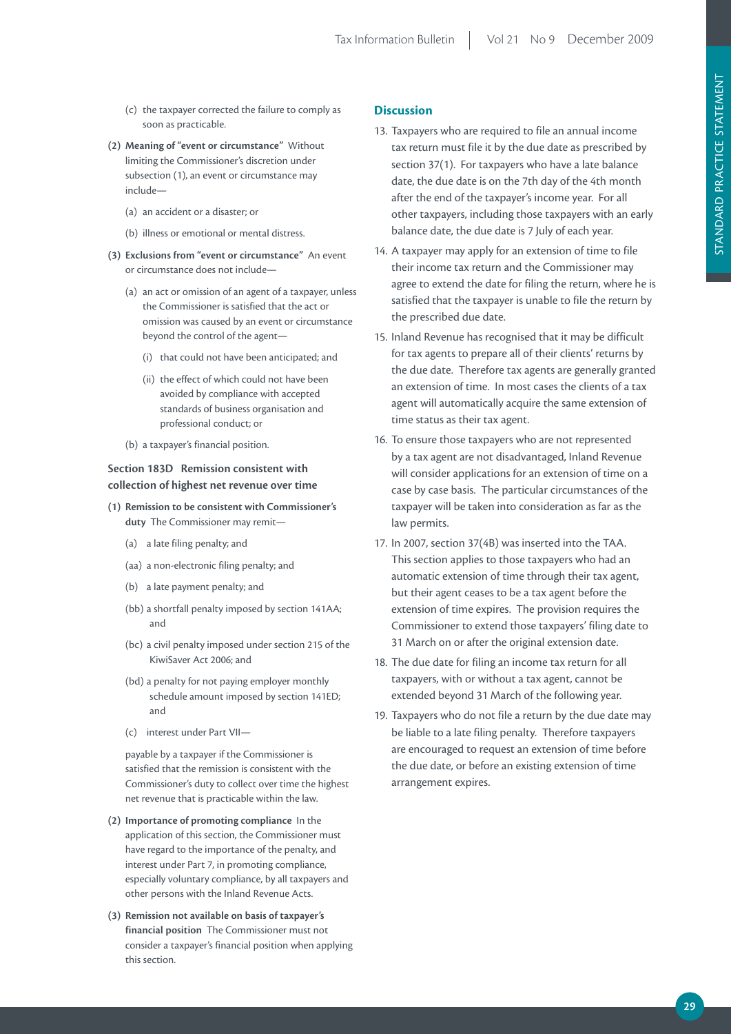(c) the taxpayer corrected the failure to comply as soon as practicable.

**(2) Meaning of "event or circumstance"** Without limiting the Commissioner's discretion under subsection (1), an event or circumstance may include—

(a) an accident or a disaster; or

(b) illness or emotional or mental distress.

**(3) Exclusions from "event or circumstance"** An event or circumstance does not include—

(a) an act or omission of an agent of a taxpayer, unless the Commissioner is satisfied that the act or omission was caused by an event or circumstance beyond the control of the agent—

(i) that could not have been anticipated; and

(ii) the effect of which could not have been avoided by compliance with accepted standards of business organisation and professional conduct; or

(b) a taxpayer's financial position.

### Section 183D Remission consistent with collection of highest net revenue over time

**(1) Remission to be consistent with Commissioner's duty** The Commissioner may remit—

(a) a late filing penalty; and

(aa) a non-electronic filing penalty; and

(b) a late payment penalty; and

(bb) a shortfall penalty imposed by section 141AA; and

(bc) a civil penalty imposed under section 215 of the KiwiSaver Act 2006; and

(bd) a penalty for not paying employer monthly schedule amount imposed by section 141ED; and

(c) interest under Part VII—

payable by a taxpayer if the Commissioner is satisfied that the remission is consistent with the Commissioner's duty to collect over time the highest net revenue that is practicable within the law.

**(2) Importance of promoting compliance** In the application of this section, the Commissioner must have regard to the importance of the penalty, and interest under Part 7, in promoting compliance, especially voluntary compliance, by all taxpayers and other persons with the Inland Revenue Acts.

**(3) Remission not available on basis of taxpayer's financial position** The Commissioner must not consider a taxpayer's financial position when applying this section.

## Discussion

13. Taxpayers who are required to file an annual income tax return must file it by the due date as prescribed by section 37(1). For taxpayers who have a late balance date, the due date is on the 7th day of the 4th month after the end of the taxpayer's income year. For all other taxpayers, including those taxpayers with an early balance date, the due date is 7 July of each year.

14. A taxpayer may apply for an extension of time to file their income tax return and the Commissioner may agree to extend the date for filing the return, where he is satisfied that the taxpayer is unable to file the return by the prescribed due date.

15. Inland Revenue has recognised that it may be difficult for tax agents to prepare all of their clients' returns by the due date. Therefore tax agents are generally granted an extension of time. In most cases the clients of a tax agent will automatically acquire the same extension of time status as their tax agent.

16. To ensure those taxpayers who are not represented by a tax agent are not disadvantaged, Inland Revenue will consider applications for an extension of time on a case by case basis. The particular circumstances of the taxpayer will be taken into consideration as far as the law permits.

17. In 2007, section 37(4B) was inserted into the TAA. This section applies to those taxpayers who had an automatic extension of time through their tax agent, but their agent ceases to be a tax agent before the extension of time expires. The provision requires the Commissioner to extend those taxpayers' filing date to 31 March on or after the original extension date.

18. The due date for filing an income tax return for all taxpayers, with or without a tax agent, cannot be extended beyond 31 March of the following year.

19. Taxpayers who do not file a return by the due date may be liable to a late filing penalty. Therefore taxpayers are encouraged to request an extension of time before the due date, or before an existing extension of time arrangement expires.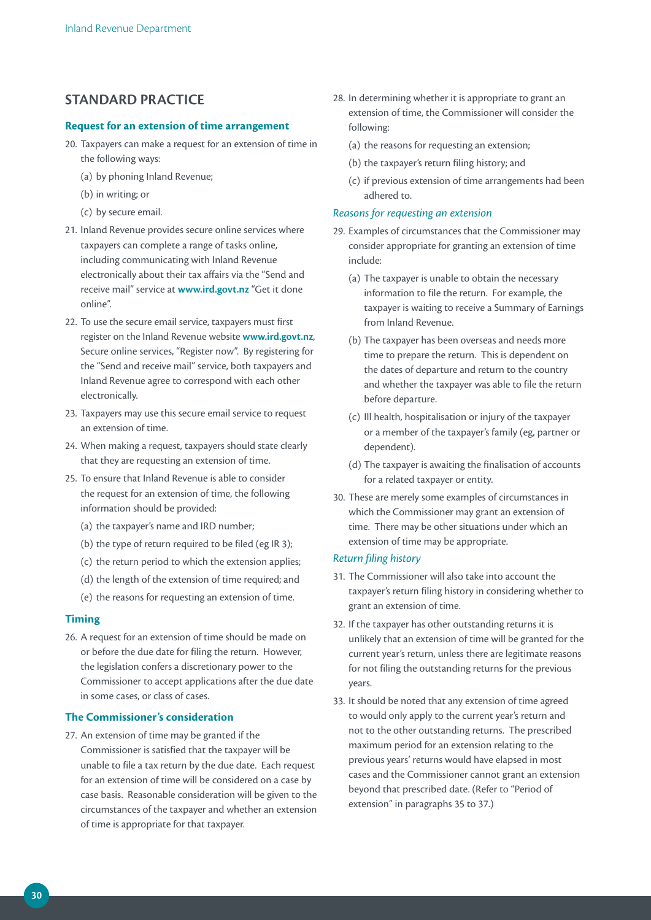## STANDARD PRACTICE

### Request for an extension of time arrangement

20. Taxpayers can make a request for an extension of time in the following ways:
    (a) by phoning Inland Revenue;
    (b) in writing; or
    (c) by secure email.
21. Inland Revenue provides secure online services where taxpayers can complete a range of tasks online, including communicating with Inland Revenue electronically about their tax affairs via the "Send and receive mail" service at **www.ird.govt.nz** "Get it done online".
22. To use the secure email service, taxpayers must first register on the Inland Revenue website **www.ird.govt.nz**, Secure online services, "Register now". By registering for the "Send and receive mail" service, both taxpayers and Inland Revenue agree to correspond with each other electronically.
23. Taxpayers may use this secure email service to request an extension of time.
24. When making a request, taxpayers should state clearly that they are requesting an extension of time.
25. To ensure that Inland Revenue is able to consider the request for an extension of time, the following information should be provided:
    (a) the taxpayer's name and IRD number;
    (b) the type of return required to be filed (eg IR 3);
    (c) the return period to which the extension applies;
    (d) the length of the extension of time required; and
    (e) the reasons for requesting an extension of time.

### Timing

26. A request for an extension of time should be made on or before the due date for filing the return. However, the legislation confers a discretionary power to the Commissioner to accept applications after the due date in some cases, or class of cases.

### The Commissioner's consideration

27. An extension of time may be granted if the Commissioner is satisfied that the taxpayer will be unable to file a tax return by the due date. Each request for an extension of time will be considered on a case by case basis. Reasonable consideration will be given to the circumstances of the taxpayer and whether an extension of time is appropriate for that taxpayer.
28. In determining whether it is appropriate to grant an extension of time, the Commissioner will consider the following:
    (a) the reasons for requesting an extension;
    (b) the taxpayer's return filing history; and
    (c) if previous extension of time arrangements had been adhered to.

*Reasons for requesting an extension*

29. Examples of circumstances that the Commissioner may consider appropriate for granting an extension of time include:
    (a) The taxpayer is unable to obtain the necessary information to file the return. For example, the taxpayer is waiting to receive a Summary of Earnings from Inland Revenue.
    (b) The taxpayer has been overseas and needs more time to prepare the return. This is dependent on the dates of departure and return to the country and whether the taxpayer was able to file the return before departure.
    (c) Ill health, hospitalisation or injury of the taxpayer or a member of the taxpayer's family (eg, partner or dependent).
    (d) The taxpayer is awaiting the finalisation of accounts for a related taxpayer or entity.
30. These are merely some examples of circumstances in which the Commissioner may grant an extension of time. There may be other situations under which an extension of time may be appropriate.

*Return filing history*

31. The Commissioner will also take into account the taxpayer's return filing history in considering whether to grant an extension of time.
32. If the taxpayer has other outstanding returns it is unlikely that an extension of time will be granted for the current year's return, unless there are legitimate reasons for not filing the outstanding returns for the previous years.
33. It should be noted that any extension of time agreed to would only apply to the current year's return and not to the other outstanding returns. The prescribed maximum period for an extension relating to the previous years' returns would have elapsed in most cases and the Commissioner cannot grant an extension beyond that prescribed date. (Refer to "Period of extension" in paragraphs 35 to 37.)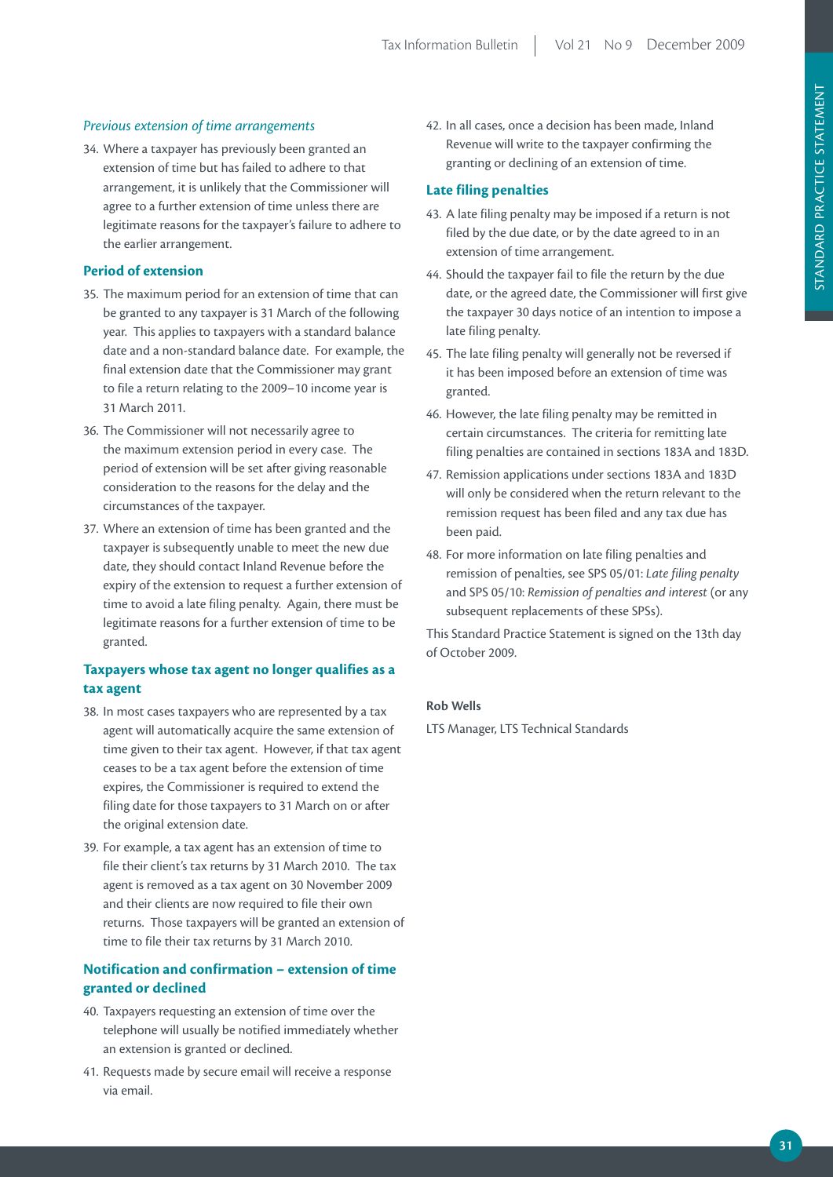*Previous extension of time arrangements*

34. Where a taxpayer has previously been granted an extension of time but has failed to adhere to that arrangement, it is unlikely that the Commissioner will agree to a further extension of time unless there are legitimate reasons for the taxpayer's failure to adhere to the earlier arrangement.

### Period of extension

35. The maximum period for an extension of time that can be granted to any taxpayer is 31 March of the following year. This applies to taxpayers with a standard balance date and a non-standard balance date. For example, the final extension date that the Commissioner may grant to file a return relating to the 2009–10 income year is 31 March 2011.

36. The Commissioner will not necessarily agree to the maximum extension period in every case. The period of extension will be set after giving reasonable consideration to the reasons for the delay and the circumstances of the taxpayer.

37. Where an extension of time has been granted and the taxpayer is subsequently unable to meet the new due date, they should contact Inland Revenue before the expiry of the extension to request a further extension of time to avoid a late filing penalty. Again, there must be legitimate reasons for a further extension of time to be granted.

### Taxpayers whose tax agent no longer qualifies as a tax agent

38. In most cases taxpayers who are represented by a tax agent will automatically acquire the same extension of time given to their tax agent. However, if that tax agent ceases to be a tax agent before the extension of time expires, the Commissioner is required to extend the filing date for those taxpayers to 31 March on or after the original extension date.

39. For example, a tax agent has an extension of time to file their client's tax returns by 31 March 2010. The tax agent is removed as a tax agent on 30 November 2009 and their clients are now required to file their own returns. Those taxpayers will be granted an extension of time to file their tax returns by 31 March 2010.

### Notification and confirmation – extension of time granted or declined

40. Taxpayers requesting an extension of time over the telephone will usually be notified immediately whether an extension is granted or declined.

41. Requests made by secure email will receive a response via email.

42. In all cases, once a decision has been made, Inland Revenue will write to the taxpayer confirming the granting or declining of an extension of time.

### Late filing penalties

43. A late filing penalty may be imposed if a return is not filed by the due date, or by the date agreed to in an extension of time arrangement.

44. Should the taxpayer fail to file the return by the due date, or the agreed date, the Commissioner will first give the taxpayer 30 days notice of an intention to impose a late filing penalty.

45. The late filing penalty will generally not be reversed if it has been imposed before an extension of time was granted.

46. However, the late filing penalty may be remitted in certain circumstances. The criteria for remitting late filing penalties are contained in sections 183A and 183D.

47. Remission applications under sections 183A and 183D will only be considered when the return relevant to the remission request has been filed and any tax due has been paid.

48. For more information on late filing penalties and remission of penalties, see SPS 05/01: *Late filing penalty* and SPS 05/10: *Remission of penalties and interest* (or any subsequent replacements of these SPSs).

This Standard Practice Statement is signed on the 13th day of October 2009.

**Rob Wells**

LTS Manager, LTS Technical Standards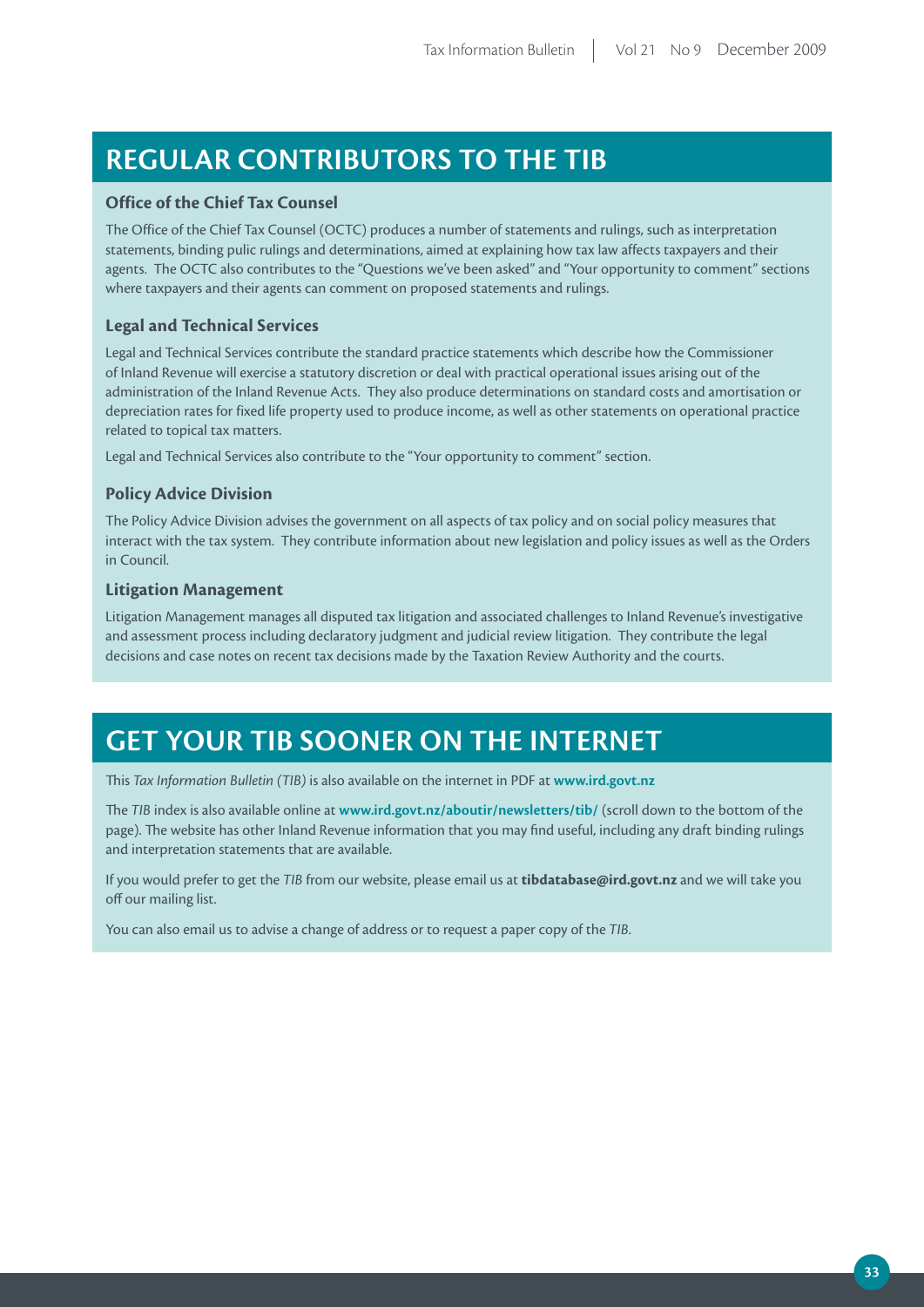# REGULAR CONTRIBUTORS TO THE TIB

### Office of the Chief Tax Counsel

The Office of the Chief Tax Counsel (OCTC) produces a number of statements and rulings, such as interpretation statements, binding pulic rulings and determinations, aimed at explaining how tax law affects taxpayers and their agents. The OCTC also contributes to the "Questions we've been asked" and "Your opportunity to comment" sections where taxpayers and their agents can comment on proposed statements and rulings.

### Legal and Technical Services

Legal and Technical Services contribute the standard practice statements which describe how the Commissioner of Inland Revenue will exercise a statutory discretion or deal with practical operational issues arising out of the administration of the Inland Revenue Acts. They also produce determinations on standard costs and amortisation or depreciation rates for fixed life property used to produce income, as well as other statements on operational practice related to topical tax matters.

Legal and Technical Services also contribute to the "Your opportunity to comment" section.

### Policy Advice Division

The Policy Advice Division advises the government on all aspects of tax policy and on social policy measures that interact with the tax system. They contribute information about new legislation and policy issues as well as the Orders in Council.

### Litigation Management

Litigation Management manages all disputed tax litigation and associated challenges to Inland Revenue's investigative and assessment process including declaratory judgment and judicial review litigation. They contribute the legal decisions and case notes on recent tax decisions made by the Taxation Review Authority and the courts.

# GET YOUR TIB SOONER ON THE INTERNET

This *Tax Information Bulletin (TIB)* is also available on the internet in PDF at **www.ird.govt.nz**

The *TIB* index is also available online at **www.ird.govt.nz/aboutir/newsletters/tib/** (scroll down to the bottom of the page). The website has other Inland Revenue information that you may find useful, including any draft binding rulings and interpretation statements that are available.

If you would prefer to get the *TIB* from our website, please email us at **tibdatabase@ird.govt.nz** and we will take you off our mailing list.

You can also email us to advise a change of address or to request a paper copy of the *TIB*.